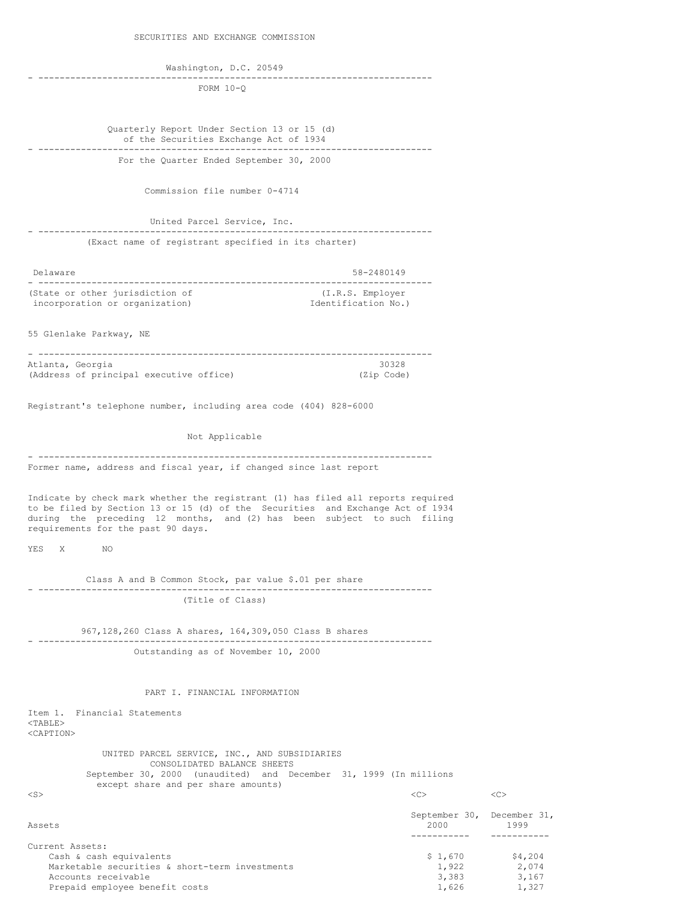SECURITIES AND EXCHANGE COMMISSION

Washington, D.C. 20549

---

FORM 10-Q

Quarterly Report Under Section 13 or 15 (d)
of the Securities Exchange Act of 1934

---

For the Quarter Ended September 30, 2000

Commission file number 0-4714

United Parcel Service, Inc.

---

(Exact name of registrant specified in its charter)

| Delaware | 58-2480149 |
|---|---|
| (State or other jurisdiction of incorporation or organization) | (I.R.S. Employer Identification No.) |

55 Glenlake Parkway, NE

| Atlanta, Georgia | 30328 |
|---|---|
| (Address of principal executive office) | (Zip Code) |

Registrant's telephone number, including area code (404) 828-6000

Not Applicable

---

Former name, address and fiscal year, if changed since last report

Indicate by check mark whether the registrant (1) has filed all reports required to be filed by Section 13 or 15 (d) of the Securities and Exchange Act of 1934 during the preceding 12 months, and (2) has been subject to such filing requirements for the past 90 days.

YES X NO

Class A and B Common Stock, par value $.01 per share

---

(Title of Class)

967,128,260 Class A shares, 164,309,050 Class B shares

---

Outstanding as of November 10, 2000

## PART I. FINANCIAL INFORMATION

Item 1. Financial Statements

UNITED PARCEL SERVICE, INC., AND SUBSIDIARIES
CONSOLIDATED BALANCE SHEETS
September 30, 2000 (unaudited) and December 31, 1999 (In millions except share and per share amounts)

| Assets | September 30, 2000 | December 31, 1999 |
|---|---|---|
| Current Assets: | | |
| Cash & cash equivalents | $ 1,670 | $4,204 |
| Marketable securities & short-term investments | 1,922 | 2,074 |
| Accounts receivable | 3,383 | 3,167 |
| Prepaid employee benefit costs | 1,626 | 1,327 |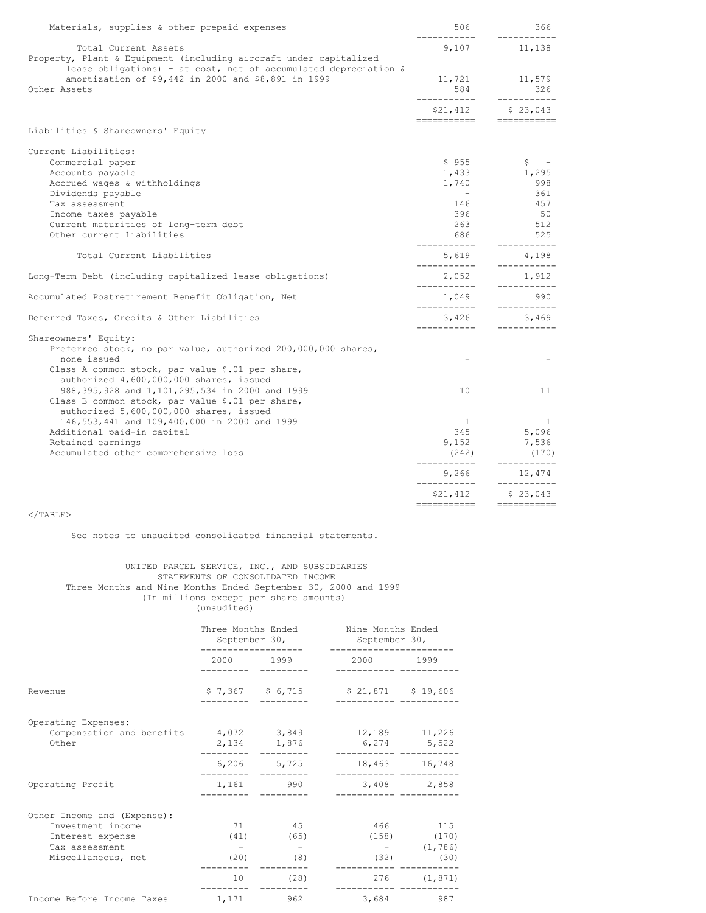| | 2000 | 1999 |
|---|---|---|
| Materials, supplies & other prepaid expenses | 506 | 366 |
| Total Current Assets | 9,107 | 11,138 |
| Property, Plant & Equipment (including aircraft under capitalized lease obligations) - at cost, net of accumulated depreciation & amortization of $9,442 in 2000 and $8,891 in 1999 | 11,721 | 11,579 |
| Other Assets | 584 | 326 |
| | $21,412 | $ 23,043 |
| **Liabilities & Shareowners' Equity** | | |
| Current Liabilities: | | |
| Commercial paper | $ 955 | $ - |
| Accounts payable | 1,433 | 1,295 |
| Accrued wages & withholdings | 1,740 | 998 |
| Dividends payable | - | 361 |
| Tax assessment | 146 | 457 |
| Income taxes payable | 396 | 50 |
| Current maturities of long-term debt | 263 | 512 |
| Other current liabilities | 686 | 525 |
| Total Current Liabilities | 5,619 | 4,198 |
| Long-Term Debt (including capitalized lease obligations) | 2,052 | 1,912 |
| Accumulated Postretirement Benefit Obligation, Net | 1,049 | 990 |
| Deferred Taxes, Credits & Other Liabilities | 3,426 | 3,469 |
| Shareowners' Equity: | | |
| Preferred stock, no par value, authorized 200,000,000 shares, none issued | - | - |
| Class A common stock, par value $.01 per share, authorized 4,600,000,000 shares, issued 988,395,928 and 1,101,295,534 in 2000 and 1999 | 10 | 11 |
| Class B common stock, par value $.01 per share, authorized 5,600,000,000 shares, issued 146,553,441 and 109,400,000 in 2000 and 1999 | 1 | 1 |
| Additional paid-in capital | 345 | 5,096 |
| Retained earnings | 9,152 | 7,536 |
| Accumulated other comprehensive loss | (242) | (170) |
| | 9,266 | 12,474 |
| | $21,412 | $ 23,043 |

See notes to unaudited consolidated financial statements.

UNITED PARCEL SERVICE, INC., AND SUBSIDIARIES
STATEMENTS OF CONSOLIDATED INCOME
Three Months and Nine Months Ended September 30, 2000 and 1999
(In millions except per share amounts)
(unaudited)

| | Three Months Ended September 30, | | Nine Months Ended September 30, | |
|---|---|---|---|---|
| | 2000 | 1999 | 2000 | 1999 |
| Revenue | $ 7,367 | $ 6,715 | $ 21,871 | $ 19,606 |
| Operating Expenses: | | | | |
| Compensation and benefits | 4,072 | 3,849 | 12,189 | 11,226 |
| Other | 2,134 | 1,876 | 6,274 | 5,522 |
| | 6,206 | 5,725 | 18,463 | 16,748 |
| Operating Profit | 1,161 | 990 | 3,408 | 2,858 |
| Other Income and (Expense): | | | | |
| Investment income | 71 | 45 | 466 | 115 |
| Interest expense | (41) | (65) | (158) | (170) |
| Tax assessment | - | - | - | (1,786) |
| Miscellaneous, net | (20) | (8) | (32) | (30) |
| | 10 | (28) | 276 | (1,871) |
| Income Before Income Taxes | 1,171 | 962 | 3,684 | 987 |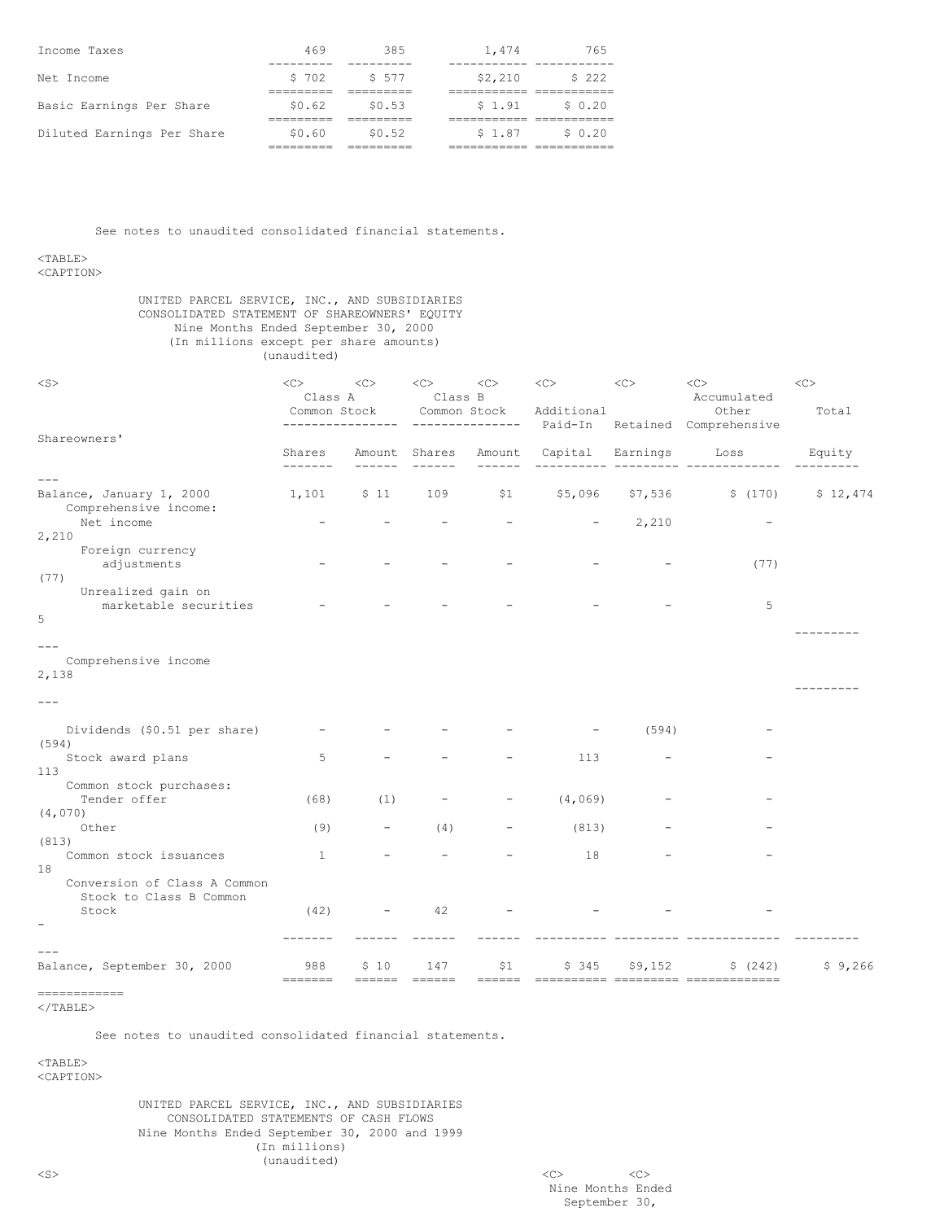| | | | | |
|---|---|---|---|---|
| Income Taxes | 469 | 385 | 1,474 | 765 |
| Net Income | $ 702 | $ 577 | $2,210 | $ 222 |
| Basic Earnings Per Share | $0.62 | $0.53 | $ 1.91 | $ 0.20 |
| Diluted Earnings Per Share | $0.60 | $0.52 | $ 1.87 | $ 0.20 |

See notes to unaudited consolidated financial statements.

UNITED PARCEL SERVICE, INC., AND SUBSIDIARIES
CONSOLIDATED STATEMENT OF SHAREOWNERS' EQUITY
Nine Months Ended September 30, 2000
(In millions except per share amounts)
(unaudited)

| | Class A Common Stock | | Class B Common Stock | | Additional Paid-In | Retained | Accumulated Other Comprehensive | Total Shareowners' |
|---|---|---|---|---|---|---|---|---|
| | Shares | Amount | Shares | Amount | Capital | Earnings | Loss | Equity |
| Balance, January 1, 2000 | 1,101 | $ 11 | 109 | $1 | $5,096 | $7,536 | $ (170) | $ 12,474 |
| Comprehensive income: | | | | | | | | |
| Net income | - | - | - | - | - | 2,210 | - | 2,210 |
| Foreign currency adjustments | - | - | - | - | - | - | (77) | (77) |
| Unrealized gain on marketable securities | - | - | - | - | - | - | 5 | 5 |
| Comprehensive income | | | | | | | | 2,138 |
| Dividends ($0.51 per share) | - | - | - | - | - | (594) | - | (594) |
| Stock award plans | 5 | - | - | - | 113 | - | - | 113 |
| Common stock purchases: | | | | | | | | |
| Tender offer | (68) | (1) | - | - | (4,069) | - | - | (4,070) |
| Other | (9) | - | (4) | - | (813) | - | - | (813) |
| Common stock issuances | 1 | - | - | - | 18 | - | - | 18 |
| Conversion of Class A Common Stock to Class B Common Stock | (42) | - | 42 | - | - | - | - | - |
| Balance, September 30, 2000 | 988 | $ 10 | 147 | $1 | $ 345 | $9,152 | $ (242) | $ 9,266 |

See notes to unaudited consolidated financial statements.

UNITED PARCEL SERVICE, INC., AND SUBSIDIARIES
CONSOLIDATED STATEMENTS OF CASH FLOWS
Nine Months Ended September 30, 2000 and 1999
(In millions)
(unaudited)

Nine Months Ended
September 30,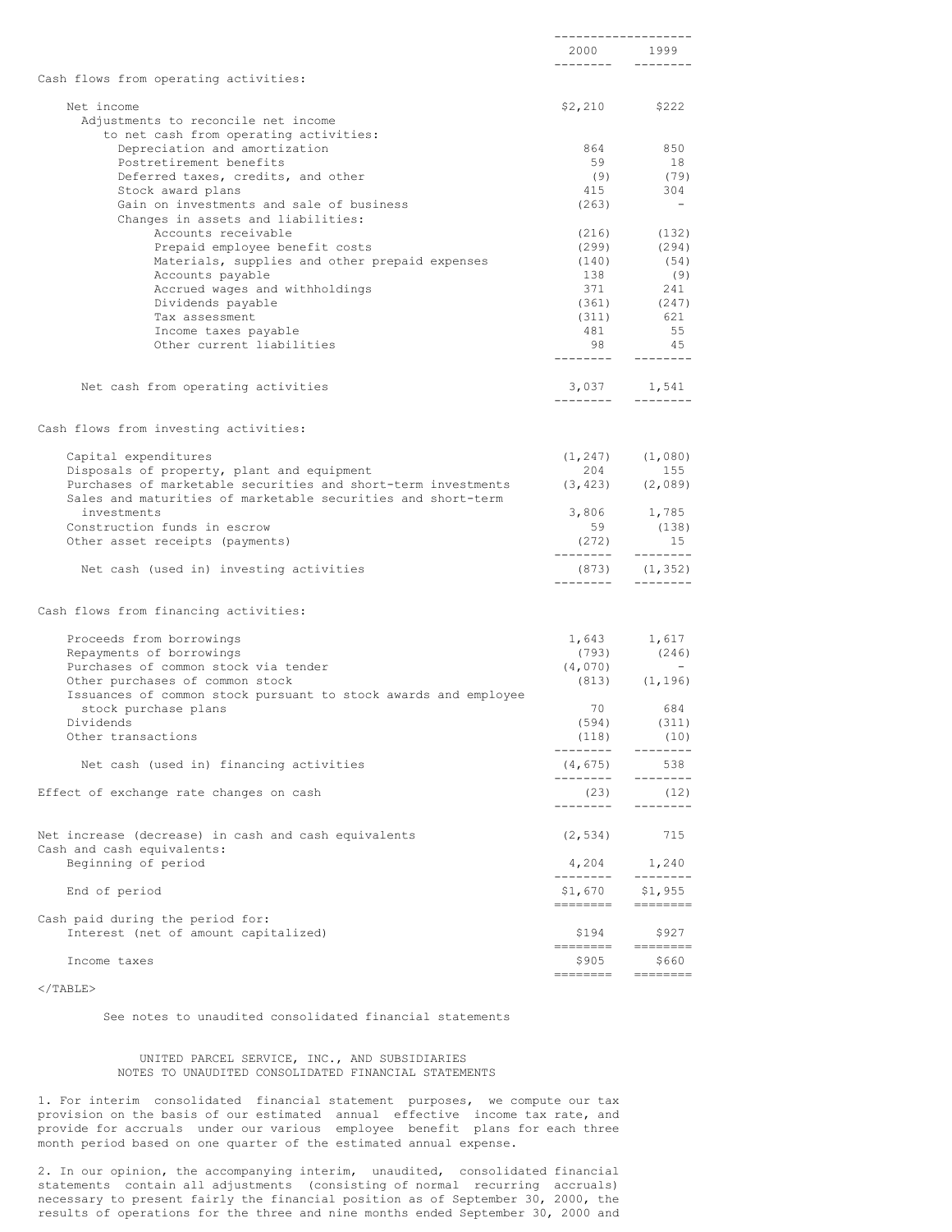| | 2000 | 1999 |
|---|---|---|
| Cash flows from operating activities: | | |
| Net income | $2,210 | $222 |
| Adjustments to reconcile net income to net cash from operating activities: | | |
| Depreciation and amortization | 864 | 850 |
| Postretirement benefits | 59 | 18 |
| Deferred taxes, credits, and other | (9) | (79) |
| Stock award plans | 415 | 304 |
| Gain on investments and sale of business | (263) | - |
| Changes in assets and liabilities: | | |
| Accounts receivable | (216) | (132) |
| Prepaid employee benefit costs | (299) | (294) |
| Materials, supplies and other prepaid expenses | (140) | (54) |
| Accounts payable | 138 | (9) |
| Accrued wages and withholdings | 371 | 241 |
| Dividends payable | (361) | (247) |
| Tax assessment | (311) | 621 |
| Income taxes payable | 481 | 55 |
| Other current liabilities | 98 | 45 |
| Net cash from operating activities | 3,037 | 1,541 |
| Cash flows from investing activities: | | |
| Capital expenditures | (1,247) | (1,080) |
| Disposals of property, plant and equipment | 204 | 155 |
| Purchases of marketable securities and short-term investments | (3,423) | (2,089) |
| Sales and maturities of marketable securities and short-term investments | 3,806 | 1,785 |
| Construction funds in escrow | 59 | (138) |
| Other asset receipts (payments) | (272) | 15 |
| Net cash (used in) investing activities | (873) | (1,352) |
| Cash flows from financing activities: | | |
| Proceeds from borrowings | 1,643 | 1,617 |
| Repayments of borrowings | (793) | (246) |
| Purchases of common stock via tender | (4,070) | - |
| Other purchases of common stock | (813) | (1,196) |
| Issuances of common stock pursuant to stock awards and employee stock purchase plans | 70 | 684 |
| Dividends | (594) | (311) |
| Other transactions | (118) | (10) |
| Net cash (used in) financing activities | (4,675) | 538 |
| Effect of exchange rate changes on cash | (23) | (12) |
| Net increase (decrease) in cash and cash equivalents | (2,534) | 715 |
| Cash and cash equivalents: | | |
| Beginning of period | 4,204 | 1,240 |
| End of period | $1,670 | $1,955 |
| Cash paid during the period for: | | |
| Interest (net of amount capitalized) | $194 | $927 |
| Income taxes | $905 | $660 |

See notes to unaudited consolidated financial statements

UNITED PARCEL SERVICE, INC., AND SUBSIDIARIES
NOTES TO UNAUDITED CONSOLIDATED FINANCIAL STATEMENTS

1. For interim consolidated financial statement purposes, we compute our tax provision on the basis of our estimated annual effective income tax rate, and provide for accruals under our various employee benefit plans for each three month period based on one quarter of the estimated annual expense.

2. In our opinion, the accompanying interim, unaudited, consolidated financial statements contain all adjustments (consisting of normal recurring accruals) necessary to present fairly the financial position as of September 30, 2000, the results of operations for the three and nine months ended September 30, 2000 and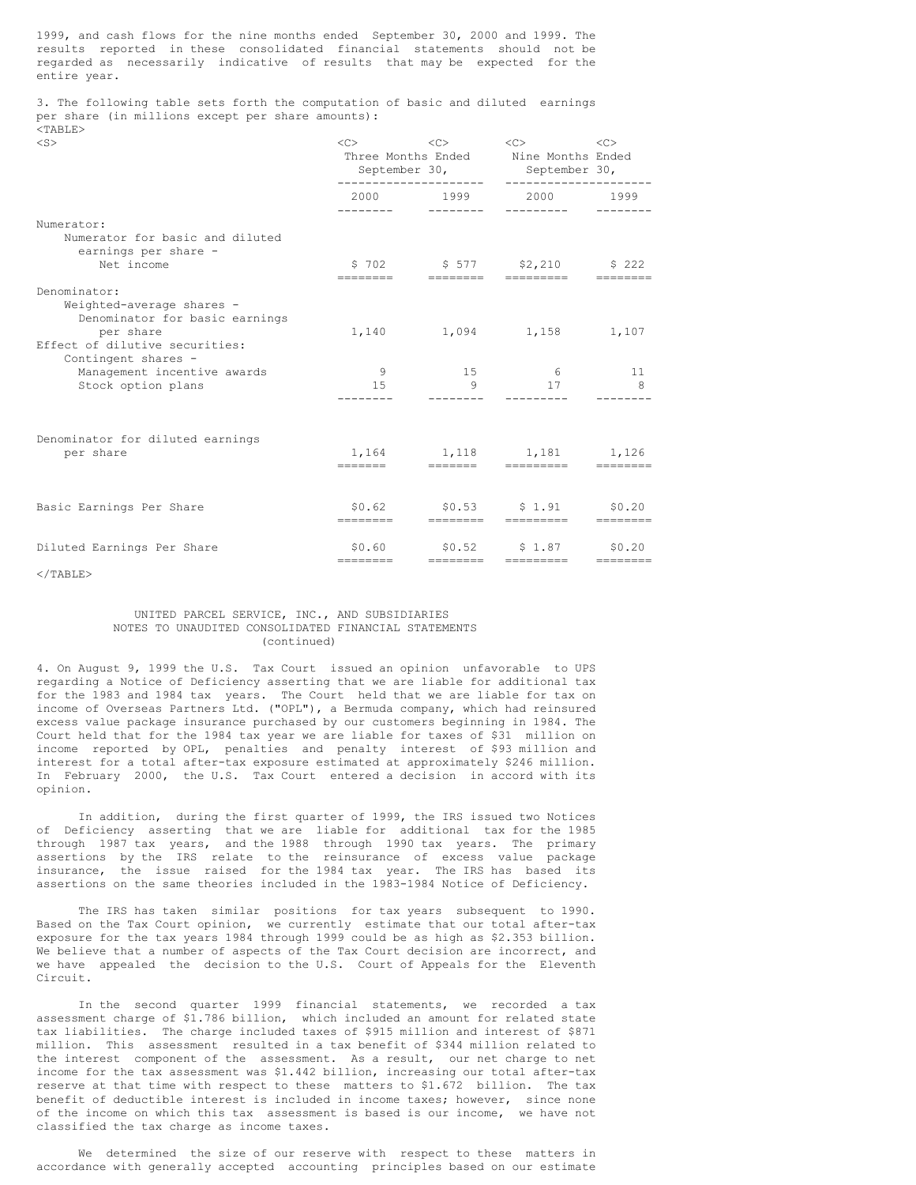1999, and cash flows for the nine months ended September 30, 2000 and 1999. The results reported in these consolidated financial statements should not be regarded as necessarily indicative of results that may be expected for the entire year.

3. The following table sets forth the computation of basic and diluted earnings per share (in millions except per share amounts):

| | Three Months Ended September 30, | | Nine Months Ended September 30, | |
|---|---|---|---|---|
| | 2000 | 1999 | 2000 | 1999 |
| Numerator: | | | | |
| Numerator for basic and diluted earnings per share - Net income | $ 702 | $ 577 | $2,210 | $ 222 |
| Denominator: | | | | |
| Weighted-average shares - Denominator for basic earnings per share | 1,140 | 1,094 | 1,158 | 1,107 |
| Effect of dilutive securities: | | | | |
| Contingent shares - | | | | |
| Management incentive awards | 9 | 15 | 6 | 11 |
| Stock option plans | 15 | 9 | 17 | 8 |
| Denominator for diluted earnings per share | 1,164 | 1,118 | 1,181 | 1,126 |
| Basic Earnings Per Share | $0.62 | $0.53 | $ 1.91 | $0.20 |
| Diluted Earnings Per Share | $0.60 | $0.52 | $ 1.87 | $0.20 |

UNITED PARCEL SERVICE, INC., AND SUBSIDIARIES
NOTES TO UNAUDITED CONSOLIDATED FINANCIAL STATEMENTS
(continued)

4. On August 9, 1999 the U.S. Tax Court issued an opinion unfavorable to UPS regarding a Notice of Deficiency asserting that we are liable for additional tax for the 1983 and 1984 tax years. The Court held that we are liable for tax on income of Overseas Partners Ltd. ("OPL"), a Bermuda company, which had reinsured excess value package insurance purchased by our customers beginning in 1984. The Court held that for the 1984 tax year we are liable for taxes of $31 million on income reported by OPL, penalties and penalty interest of $93 million and interest for a total after-tax exposure estimated at approximately $246 million. In February 2000, the U.S. Tax Court entered a decision in accord with its opinion.

In addition, during the first quarter of 1999, the IRS issued two Notices of Deficiency asserting that we are liable for additional tax for the 1985 through 1987 tax years, and the 1988 through 1990 tax years. The primary assertions by the IRS relate to the reinsurance of excess value package insurance, the issue raised for the 1984 tax year. The IRS has based its assertions on the same theories included in the 1983-1984 Notice of Deficiency.

The IRS has taken similar positions for tax years subsequent to 1990. Based on the Tax Court opinion, we currently estimate that our total after-tax exposure for the tax years 1984 through 1999 could be as high as $2.353 billion. We believe that a number of aspects of the Tax Court decision are incorrect, and we have appealed the decision to the U.S. Court of Appeals for the Eleventh Circuit.

In the second quarter 1999 financial statements, we recorded a tax assessment charge of $1.786 billion, which included an amount for related state tax liabilities. The charge included taxes of $915 million and interest of $871 million. This assessment resulted in a tax benefit of $344 million related to the interest component of the assessment. As a result, our net charge to net income for the tax assessment was $1.442 billion, increasing our total after-tax reserve at that time with respect to these matters to $1.672 billion. The tax benefit of deductible interest is included in income taxes; however, since none of the income on which this tax assessment is based is our income, we have not classified the tax charge as income taxes.

We determined the size of our reserve with respect to these matters in accordance with generally accepted accounting principles based on our estimate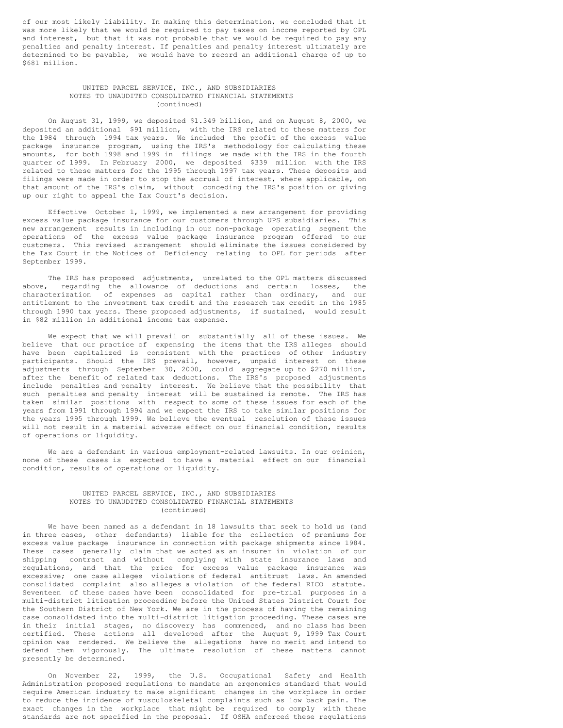of our most likely liability. In making this determination, we concluded that it was more likely that we would be required to pay taxes on income reported by OPL and interest, but that it was not probable that we would be required to pay any penalties and penalty interest. If penalties and penalty interest ultimately are determined to be payable, we would have to record an additional charge of up to $681 million.

UNITED PARCEL SERVICE, INC., AND SUBSIDIARIES
NOTES TO UNAUDITED CONSOLIDATED FINANCIAL STATEMENTS
(continued)

On August 31, 1999, we deposited $1.349 billion, and on August 8, 2000, we deposited an additional $91 million, with the IRS related to these matters for the 1984 through 1994 tax years. We included the profit of the excess value package insurance program, using the IRS's methodology for calculating these amounts, for both 1998 and 1999 in filings we made with the IRS in the fourth quarter of 1999. In February 2000, we deposited $339 million with the IRS related to these matters for the 1995 through 1997 tax years. These deposits and filings were made in order to stop the accrual of interest, where applicable, on that amount of the IRS's claim, without conceding the IRS's position or giving up our right to appeal the Tax Court's decision.

Effective October 1, 1999, we implemented a new arrangement for providing excess value package insurance for our customers through UPS subsidiaries. This new arrangement results in including in our non-package operating segment the operations of the excess value package insurance program offered to our customers. This revised arrangement should eliminate the issues considered by the Tax Court in the Notices of Deficiency relating to OPL for periods after September 1999.

The IRS has proposed adjustments, unrelated to the OPL matters discussed above, regarding the allowance of deductions and certain losses, the characterization of expenses as capital rather than ordinary, and our entitlement to the investment tax credit and the research tax credit in the 1985 through 1990 tax years. These proposed adjustments, if sustained, would result in $82 million in additional income tax expense.

We expect that we will prevail on substantially all of these issues. We believe that our practice of expensing the items that the IRS alleges should have been capitalized is consistent with the practices of other industry participants. Should the IRS prevail, however, unpaid interest on these adjustments through September 30, 2000, could aggregate up to $270 million, after the benefit of related tax deductions. The IRS's proposed adjustments include penalties and penalty interest. We believe that the possibility that such penalties and penalty interest will be sustained is remote. The IRS has taken similar positions with respect to some of these issues for each of the years from 1991 through 1994 and we expect the IRS to take similar positions for the years 1995 through 1999. We believe the eventual resolution of these issues will not result in a material adverse effect on our financial condition, results of operations or liquidity.

We are a defendant in various employment-related lawsuits. In our opinion, none of these cases is expected to have a material effect on our financial condition, results of operations or liquidity.

UNITED PARCEL SERVICE, INC., AND SUBSIDIARIES
NOTES TO UNAUDITED CONSOLIDATED FINANCIAL STATEMENTS
(continued)

We have been named as a defendant in 18 lawsuits that seek to hold us (and in three cases, other defendants) liable for the collection of premiums for excess value package insurance in connection with package shipments since 1984. These cases generally claim that we acted as an insurer in violation of our shipping contract and without complying with state insurance laws and regulations, and that the price for excess value package insurance was excessive; one case alleges violations of federal antitrust laws. An amended consolidated complaint also alleges a violation of the federal RICO statute. Seventeen of these cases have been consolidated for pre-trial purposes in a multi-district litigation proceeding before the United States District Court for the Southern District of New York. We are in the process of having the remaining case consolidated into the multi-district litigation proceeding. These cases are in their initial stages, no discovery has commenced, and no class has been certified. These actions all developed after the August 9, 1999 Tax Court opinion was rendered. We believe the allegations have no merit and intend to defend them vigorously. The ultimate resolution of these matters cannot presently be determined.

On November 22, 1999, the U.S. Occupational Safety and Health Administration proposed regulations to mandate an ergonomics standard that would require American industry to make significant changes in the workplace in order to reduce the incidence of musculoskeletal complaints such as low back pain. The exact changes in the workplace that might be required to comply with these standards are not specified in the proposal. If OSHA enforced these regulations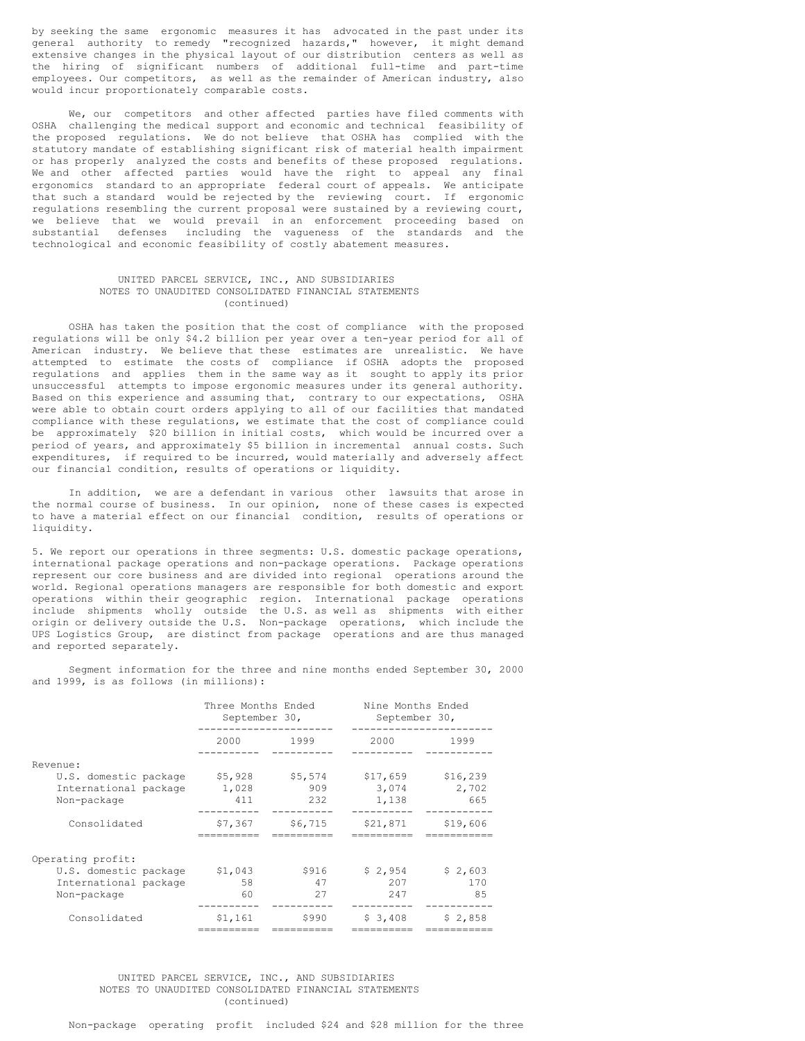by seeking the same ergonomic measures it has advocated in the past under its general authority to remedy "recognized hazards," however, it might demand extensive changes in the physical layout of our distribution centers as well as the hiring of significant numbers of additional full-time and part-time employees. Our competitors, as well as the remainder of American industry, also would incur proportionately comparable costs.

We, our competitors and other affected parties have filed comments with OSHA challenging the medical support and economic and technical feasibility of the proposed regulations. We do not believe that OSHA has complied with the statutory mandate of establishing significant risk of material health impairment or has properly analyzed the costs and benefits of these proposed regulations. We and other affected parties would have the right to appeal any final ergonomics standard to an appropriate federal court of appeals. We anticipate that such a standard would be rejected by the reviewing court. If ergonomic regulations resembling the current proposal were sustained by a reviewing court, we believe that we would prevail in an enforcement proceeding based on substantial defenses including the vagueness of the standards and the technological and economic feasibility of costly abatement measures.

UNITED PARCEL SERVICE, INC., AND SUBSIDIARIES
NOTES TO UNAUDITED CONSOLIDATED FINANCIAL STATEMENTS
(continued)

OSHA has taken the position that the cost of compliance with the proposed regulations will be only $4.2 billion per year over a ten-year period for all of American industry. We believe that these estimates are unrealistic. We have attempted to estimate the costs of compliance if OSHA adopts the proposed regulations and applies them in the same way as it sought to apply its prior unsuccessful attempts to impose ergonomic measures under its general authority. Based on this experience and assuming that, contrary to our expectations, OSHA were able to obtain court orders applying to all of our facilities that mandated compliance with these regulations, we estimate that the cost of compliance could be approximately $20 billion in initial costs, which would be incurred over a period of years, and approximately $5 billion in incremental annual costs. Such expenditures, if required to be incurred, would materially and adversely affect our financial condition, results of operations or liquidity.

In addition, we are a defendant in various other lawsuits that arose in the normal course of business. In our opinion, none of these cases is expected to have a material effect on our financial condition, results of operations or liquidity.

5. We report our operations in three segments: U.S. domestic package operations, international package operations and non-package operations. Package operations represent our core business and are divided into regional operations around the world. Regional operations managers are responsible for both domestic and export operations within their geographic region. International package operations include shipments wholly outside the U.S. as well as shipments with either origin or delivery outside the U.S. Non-package operations, which include the UPS Logistics Group, are distinct from package operations and are thus managed and reported separately.

Segment information for the three and nine months ended September 30, 2000 and 1999, is as follows (in millions):

| | Three Months Ended September 30, | | Nine Months Ended September 30, | |
|---|---|---|---|---|
| | 2000 | 1999 | 2000 | 1999 |
| Revenue: | | | | |
| U.S. domestic package | $5,928 | $5,574 | $17,659 | $16,239 |
| International package | 1,028 | 909 | 3,074 | 2,702 |
| Non-package | 411 | 232 | 1,138 | 665 |
| Consolidated | $7,367 | $6,715 | $21,871 | $19,606 |
| Operating profit: | | | | |
| U.S. domestic package | $1,043 | $916 | $ 2,954 | $ 2,603 |
| International package | 58 | 47 | 207 | 170 |
| Non-package | 60 | 27 | 247 | 85 |
| Consolidated | $1,161 | $990 | $ 3,408 | $ 2,858 |

UNITED PARCEL SERVICE, INC., AND SUBSIDIARIES
NOTES TO UNAUDITED CONSOLIDATED FINANCIAL STATEMENTS
(continued)

Non-package operating profit included $24 and $28 million for the three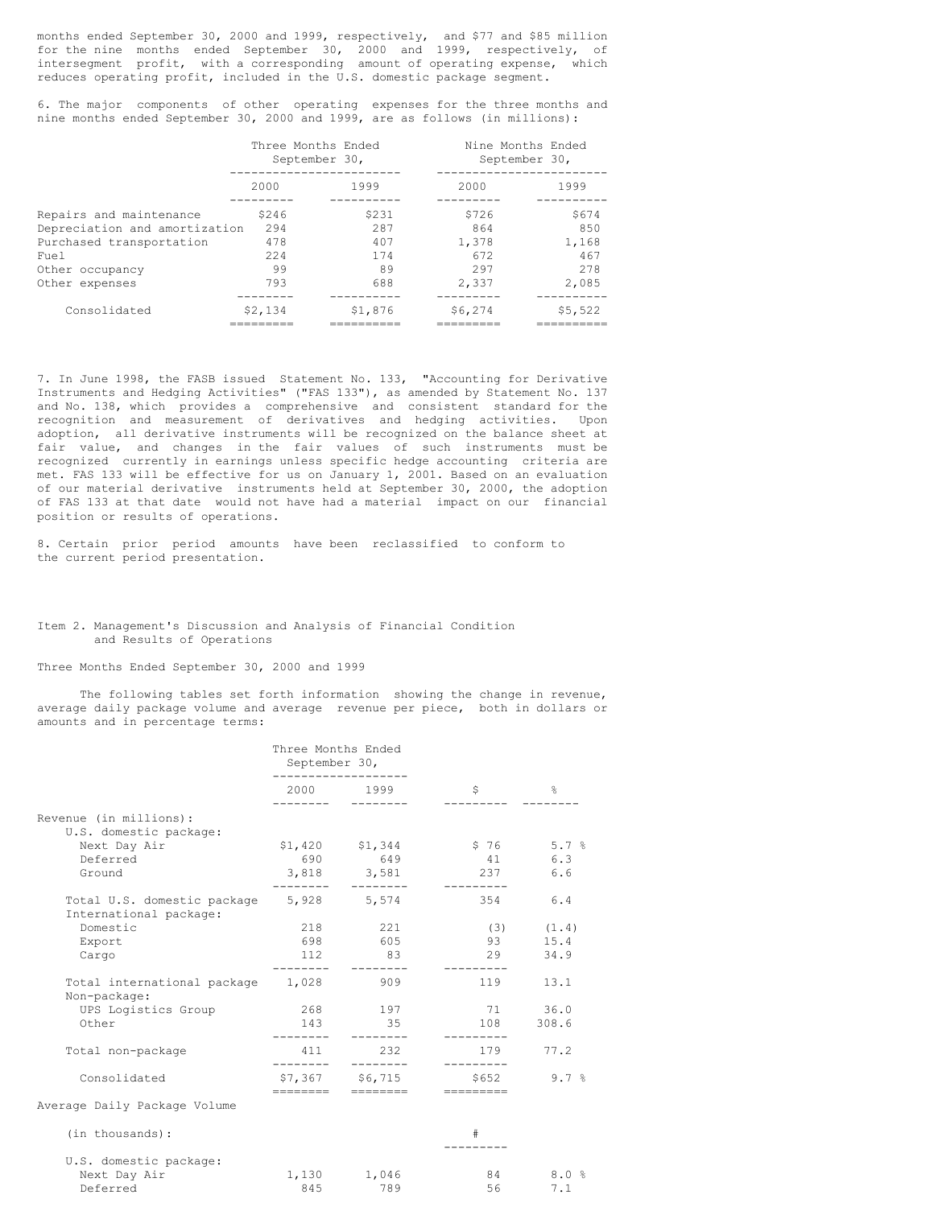months ended September 30, 2000 and 1999, respectively, and $77 and $85 million for the nine months ended September 30, 2000 and 1999, respectively, of intersegment profit, with a corresponding amount of operating expense, which reduces operating profit, included in the U.S. domestic package segment.

6. The major components of other operating expenses for the three months and nine months ended September 30, 2000 and 1999, are as follows (in millions):

| | Three Months Ended September 30, | | Nine Months Ended September 30, | |
|---|---|---|---|---|
| | 2000 | 1999 | 2000 | 1999 |
| Repairs and maintenance | $246 | $231 | $726 | $674 |
| Depreciation and amortization | 294 | 287 | 864 | 850 |
| Purchased transportation | 478 | 407 | 1,378 | 1,168 |
| Fuel | 224 | 174 | 672 | 467 |
| Other occupancy | 99 | 89 | 297 | 278 |
| Other expenses | 793 | 688 | 2,337 | 2,085 |
| Consolidated | $2,134 | $1,876 | $6,274 | $5,522 |

7. In June 1998, the FASB issued Statement No. 133, "Accounting for Derivative Instruments and Hedging Activities" ("FAS 133"), as amended by Statement No. 137 and No. 138, which provides a comprehensive and consistent standard for the recognition and measurement of derivatives and hedging activities. Upon adoption, all derivative instruments will be recognized on the balance sheet at fair value, and changes in the fair values of such instruments must be recognized currently in earnings unless specific hedge accounting criteria are met. FAS 133 will be effective for us on January 1, 2001. Based on an evaluation of our material derivative instruments held at September 30, 2000, the adoption of FAS 133 at that date would not have had a material impact on our financial position or results of operations.

8. Certain prior period amounts have been reclassified to conform to the current period presentation.

## Item 2. Management's Discussion and Analysis of Financial Condition and Results of Operations

### Three Months Ended September 30, 2000 and 1999

The following tables set forth information showing the change in revenue, average daily package volume and average revenue per piece, both in dollars or amounts and in percentage terms:

| | Three Months Ended September 30, | | | |
|---|---|---|---|---|
| | 2000 | 1999 | $ | % |
| Revenue (in millions): | | | | |
| U.S. domestic package: | | | | |
| Next Day Air | $1,420 | $1,344 | $ 76 | 5.7 % |
| Deferred | 690 | 649 | 41 | 6.3 |
| Ground | 3,818 | 3,581 | 237 | 6.6 |
| Total U.S. domestic package | 5,928 | 5,574 | 354 | 6.4 |
| International package: | | | | |
| Domestic | 218 | 221 | (3) | (1.4) |
| Export | 698 | 605 | 93 | 15.4 |
| Cargo | 112 | 83 | 29 | 34.9 |
| Total international package | 1,028 | 909 | 119 | 13.1 |
| Non-package: | | | | |
| UPS Logistics Group | 268 | 197 | 71 | 36.0 |
| Other | 143 | 35 | 108 | 308.6 |
| Total non-package | 411 | 232 | 179 | 77.2 |
| Consolidated | $7,367 | $6,715 | $652 | 9.7 % |
| Average Daily Package Volume | | | | |
| (in thousands): | | | # | |
| U.S. domestic package: | | | | |
| Next Day Air | 1,130 | 1,046 | 84 | 8.0 % |
| Deferred | 845 | 789 | 56 | 7.1 |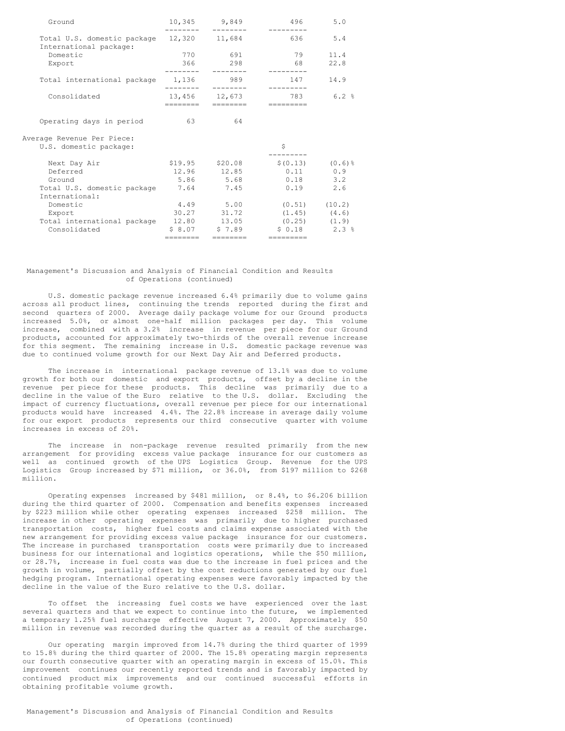| | | | | |
|---|---|---|---|---|
| Ground | 10,345 | 9,849 | 496 | 5.0 |
| Total U.S. domestic package | 12,320 | 11,684 | 636 | 5.4 |
| International package: | | | | |
| Domestic | 770 | 691 | 79 | 11.4 |
| Export | 366 | 298 | 68 | 22.8 |
| Total international package | 1,136 | 989 | 147 | 14.9 |
| Consolidated | 13,456 | 12,673 | 783 | 6.2 % |
| | | | | |
| Operating days in period | 63 | 64 | | |
| | | | | |
| Average Revenue Per Piece: | | | | |
| U.S. domestic package: | | | $ | |
| Next Day Air | $19.95 | $20.08 | $(0.13) | (0.6)% |
| Deferred | 12.96 | 12.85 | 0.11 | 0.9 |
| Ground | 5.86 | 5.68 | 0.18 | 3.2 |
| Total U.S. domestic package | 7.64 | 7.45 | 0.19 | 2.6 |
| International: | | | | |
| Domestic | 4.49 | 5.00 | (0.51) | (10.2) |
| Export | 30.27 | 31.72 | (1.45) | (4.6) |
| Total international package | 12.80 | 13.05 | (0.25) | (1.9) |
| Consolidated | $ 8.07 | $ 7.89 | $ 0.18 | 2.3 % |

## Management's Discussion and Analysis of Financial Condition and Results of Operations (continued)

U.S. domestic package revenue increased 6.4% primarily due to volume gains across all product lines, continuing the trends reported during the first and second quarters of 2000. Average daily package volume for our Ground products increased 5.0%, or almost one-half million packages per day. This volume increase, combined with a 3.2% increase in revenue per piece for our Ground products, accounted for approximately two-thirds of the overall revenue increase for this segment. The remaining increase in U.S. domestic package revenue was due to continued volume growth for our Next Day Air and Deferred products.

The increase in international package revenue of 13.1% was due to volume growth for both our domestic and export products, offset by a decline in the revenue per piece for these products. This decline was primarily due to a decline in the value of the Euro relative to the U.S. dollar. Excluding the impact of currency fluctuations, overall revenue per piece for our international products would have increased 4.4%. The 22.8% increase in average daily volume for our export products represents our third consecutive quarter with volume increases in excess of 20%.

The increase in non-package revenue resulted primarily from the new arrangement for providing excess value package insurance for our customers as well as continued growth of the UPS Logistics Group. Revenue for the UPS Logistics Group increased by $71 million, or 36.0%, from $197 million to $268 million.

Operating expenses increased by $481 million, or 8.4%, to $6.206 billion during the third quarter of 2000. Compensation and benefits expenses increased by $223 million while other operating expenses increased $258 million. The increase in other operating expenses was primarily due to higher purchased transportation costs, higher fuel costs and claims expense associated with the new arrangement for providing excess value package insurance for our customers. The increase in purchased transportation costs were primarily due to increased business for our international and logistics operations, while the $50 million, or 28.7%, increase in fuel costs was due to the increase in fuel prices and the growth in volume, partially offset by the cost reductions generated by our fuel hedging program. International operating expenses were favorably impacted by the decline in the value of the Euro relative to the U.S. dollar.

To offset the increasing fuel costs we have experienced over the last several quarters and that we expect to continue into the future, we implemented a temporary 1.25% fuel surcharge effective August 7, 2000. Approximately $50 million in revenue was recorded during the quarter as a result of the surcharge.

Our operating margin improved from 14.7% during the third quarter of 1999 to 15.8% during the third quarter of 2000. The 15.8% operating margin represents our fourth consecutive quarter with an operating margin in excess of 15.0%. This improvement continues our recently reported trends and is favorably impacted by continued product mix improvements and our continued successful efforts in obtaining profitable volume growth.

## Management's Discussion and Analysis of Financial Condition and Results of Operations (continued)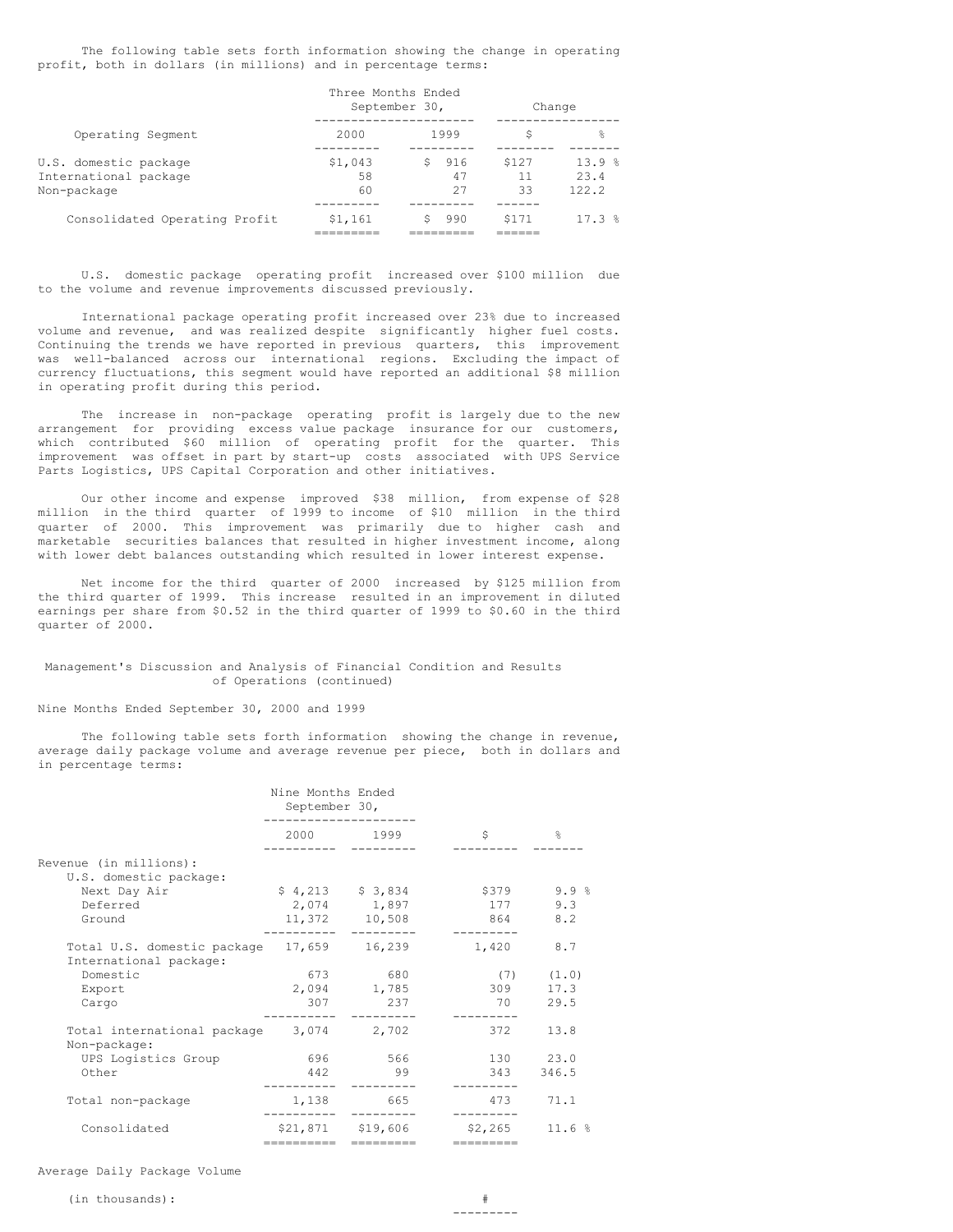The following table sets forth information showing the change in operating profit, both in dollars (in millions) and in percentage terms:

| Operating Segment | Three Months Ended September 30, 2000 | 1999 | Change $ | Change % |
|---|---|---|---|---|
| U.S. domestic package | $1,043 | $ 916 | $127 | 13.9 % |
| International package | 58 | 47 | 11 | 23.4 |
| Non-package | 60 | 27 | 33 | 122.2 |
| Consolidated Operating Profit | $1,161 | $ 990 | $171 | 17.3 % |

U.S. domestic package operating profit increased over $100 million due to the volume and revenue improvements discussed previously.

International package operating profit increased over 23% due to increased volume and revenue, and was realized despite significantly higher fuel costs. Continuing the trends we have reported in previous quarters, this improvement was well-balanced across our international regions. Excluding the impact of currency fluctuations, this segment would have reported an additional $8 million in operating profit during this period.

The increase in non-package operating profit is largely due to the new arrangement for providing excess value package insurance for our customers, which contributed $60 million of operating profit for the quarter. This improvement was offset in part by start-up costs associated with UPS Service Parts Logistics, UPS Capital Corporation and other initiatives.

Our other income and expense improved $38 million, from expense of $28 million in the third quarter of 1999 to income of $10 million in the third quarter of 2000. This improvement was primarily due to higher cash and marketable securities balances that resulted in higher investment income, along with lower debt balances outstanding which resulted in lower interest expense.

Net income for the third quarter of 2000 increased by $125 million from the third quarter of 1999. This increase resulted in an improvement in diluted earnings per share from $0.52 in the third quarter of 1999 to $0.60 in the third quarter of 2000.

## Management's Discussion and Analysis of Financial Condition and Results of Operations (continued)

### Nine Months Ended September 30, 2000 and 1999

The following table sets forth information showing the change in revenue, average daily package volume and average revenue per piece, both in dollars and in percentage terms:

| | Nine Months Ended September 30, 2000 | 1999 | $ | % |
|---|---|---|---|---|
| Revenue (in millions): | | | | |
| U.S. domestic package: | | | | |
| Next Day Air | $ 4,213 | $ 3,834 | $379 | 9.9 % |
| Deferred | 2,074 | 1,897 | 177 | 9.3 |
| Ground | 11,372 | 10,508 | 864 | 8.2 |
| Total U.S. domestic package | 17,659 | 16,239 | 1,420 | 8.7 |
| International package: | | | | |
| Domestic | 673 | 680 | (7) | (1.0) |
| Export | 2,094 | 1,785 | 309 | 17.3 |
| Cargo | 307 | 237 | 70 | 29.5 |
| Total international package | 3,074 | 2,702 | 372 | 13.8 |
| Non-package: | | | | |
| UPS Logistics Group | 696 | 566 | 130 | 23.0 |
| Other | 442 | 99 | 343 | 346.5 |
| Total non-package | 1,138 | 665 | 473 | 71.1 |
| Consolidated | $21,871 | $19,606 | $2,265 | 11.6 % |

Average Daily Package Volume

| (in thousands): | | | # | |
|---|---|---|---|---|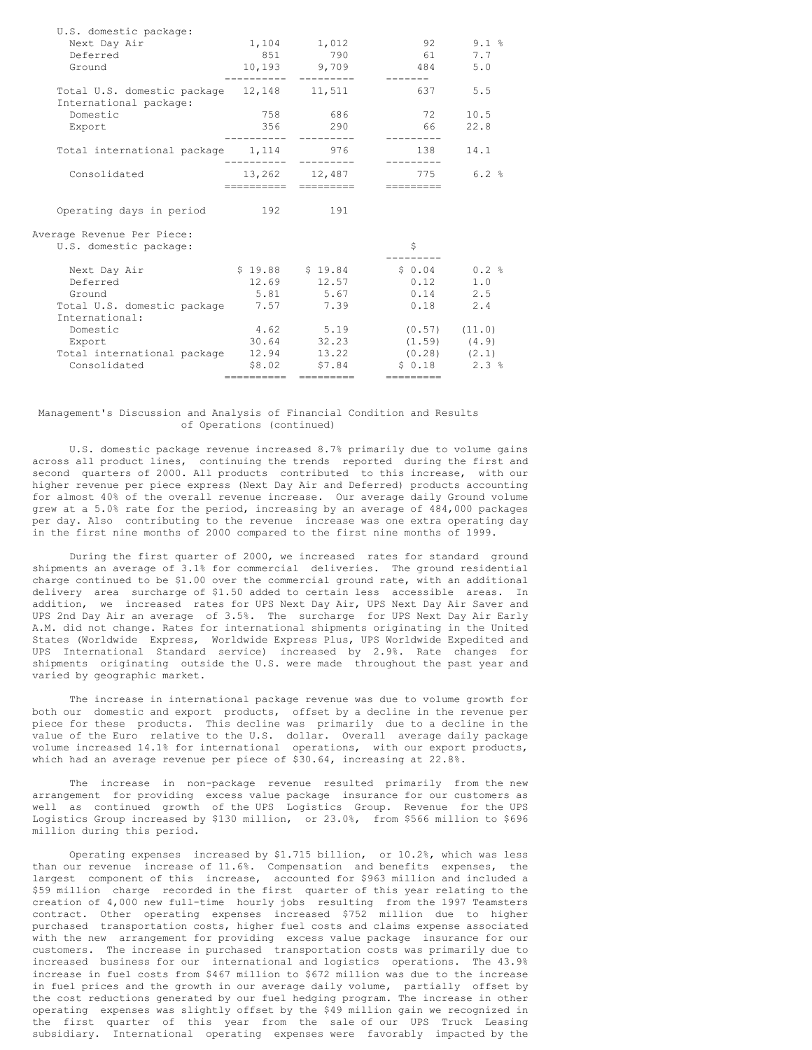| | | | | |
|---|---|---|---|---|
| U.S. domestic package: | | | | |
| Next Day Air | 1,104 | 1,012 | 92 | 9.1 % |
| Deferred | 851 | 790 | 61 | 7.7 |
| Ground | 10,193 | 9,709 | 484 | 5.0 |
| Total U.S. domestic package | 12,148 | 11,511 | 637 | 5.5 |
| International package: | | | | |
| Domestic | 758 | 686 | 72 | 10.5 |
| Export | 356 | 290 | 66 | 22.8 |
| Total international package | 1,114 | 976 | 138 | 14.1 |
| Consolidated | 13,262 | 12,487 | 775 | 6.2 % |
| Operating days in period | 192 | 191 | | |

| Average Revenue Per Piece: | | | $ | |
|---|---|---|---|---|
| U.S. domestic package: | | | | |
| Next Day Air | $ 19.88 | $ 19.84 | $ 0.04 | 0.2 % |
| Deferred | 12.69 | 12.57 | 0.12 | 1.0 |
| Ground | 5.81 | 5.67 | 0.14 | 2.5 |
| Total U.S. domestic package | 7.57 | 7.39 | 0.18 | 2.4 |
| International: | | | | |
| Domestic | 4.62 | 5.19 | (0.57) | (11.0) |
| Export | 30.64 | 32.23 | (1.59) | (4.9) |
| Total international package | 12.94 | 13.22 | (0.28) | (2.1) |
| Consolidated | $8.02 | $7.84 | $ 0.18 | 2.3 % |

## Management's Discussion and Analysis of Financial Condition and Results of Operations (continued)

U.S. domestic package revenue increased 8.7% primarily due to volume gains across all product lines, continuing the trends reported during the first and second quarters of 2000. All products contributed to this increase, with our higher revenue per piece express (Next Day Air and Deferred) products accounting for almost 40% of the overall revenue increase. Our average daily Ground volume grew at a 5.0% rate for the period, increasing by an average of 484,000 packages per day. Also contributing to the revenue increase was one extra operating day in the first nine months of 2000 compared to the first nine months of 1999.

During the first quarter of 2000, we increased rates for standard ground shipments an average of 3.1% for commercial deliveries. The ground residential charge continued to be $1.00 over the commercial ground rate, with an additional delivery area surcharge of $1.50 added to certain less accessible areas. In addition, we increased rates for UPS Next Day Air, UPS Next Day Air Saver and UPS 2nd Day Air an average of 3.5%. The surcharge for UPS Next Day Air Early A.M. did not change. Rates for international shipments originating in the United States (Worldwide Express, Worldwide Express Plus, UPS Worldwide Expedited and UPS International Standard service) increased by 2.9%. Rate changes for shipments originating outside the U.S. were made throughout the past year and varied by geographic market.

The increase in international package revenue was due to volume growth for both our domestic and export products, offset by a decline in the revenue per piece for these products. This decline was primarily due to a decline in the value of the Euro relative to the U.S. dollar. Overall average daily package volume increased 14.1% for international operations, with our export products, which had an average revenue per piece of $30.64, increasing at 22.8%.

The increase in non-package revenue resulted primarily from the new arrangement for providing excess value package insurance for our customers as well as continued growth of the UPS Logistics Group. Revenue for the UPS Logistics Group increased by $130 million, or 23.0%, from $566 million to $696 million during this period.

Operating expenses increased by $1.715 billion, or 10.2%, which was less than our revenue increase of 11.6%. Compensation and benefits expenses, the largest component of this increase, accounted for $963 million and included a $59 million charge recorded in the first quarter of this year relating to the creation of 4,000 new full-time hourly jobs resulting from the 1997 Teamsters contract. Other operating expenses increased $752 million due to higher purchased transportation costs, higher fuel costs and claims expense associated with the new arrangement for providing excess value package insurance for our customers. The increase in purchased transportation costs was primarily due to increased business for our international and logistics operations. The 43.9% increase in fuel costs from $467 million to $672 million was due to the increase in fuel prices and the growth in our average daily volume, partially offset by the cost reductions generated by our fuel hedging program. The increase in other operating expenses was slightly offset by the $49 million gain we recognized in the first quarter of this year from the sale of our UPS Truck Leasing subsidiary. International operating expenses were favorably impacted by the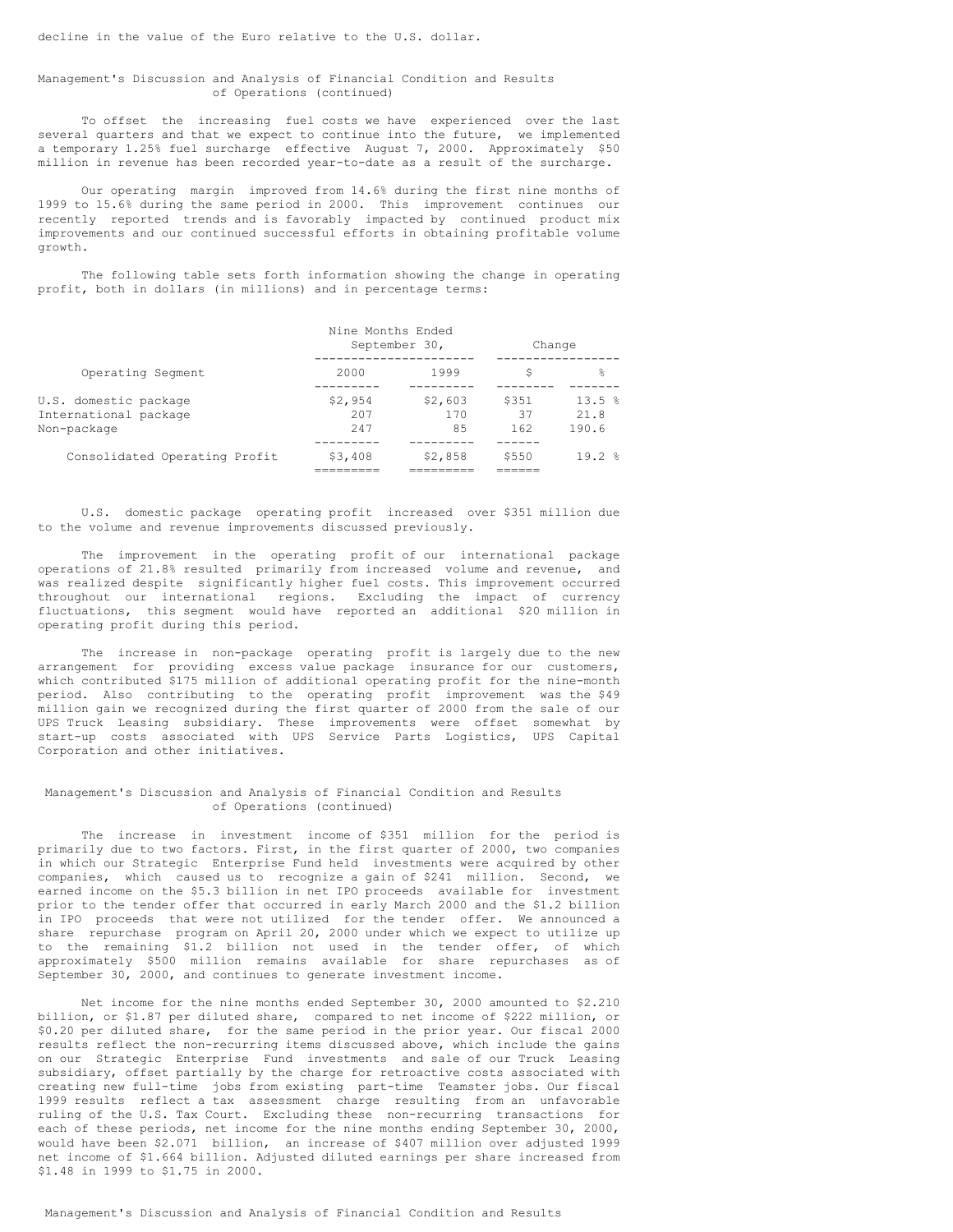decline in the value of the Euro relative to the U.S. dollar.

## Management's Discussion and Analysis of Financial Condition and Results of Operations (continued)

To offset the increasing fuel costs we have experienced over the last several quarters and that we expect to continue into the future, we implemented a temporary 1.25% fuel surcharge effective August 7, 2000. Approximately $50 million in revenue has been recorded year-to-date as a result of the surcharge.

Our operating margin improved from 14.6% during the first nine months of 1999 to 15.6% during the same period in 2000. This improvement continues our recently reported trends and is favorably impacted by continued product mix improvements and our continued successful efforts in obtaining profitable volume growth.

The following table sets forth information showing the change in operating profit, both in dollars (in millions) and in percentage terms:

| | Nine Months Ended September 30, | | Change | |
|---|---|---|---|---|
| Operating Segment | 2000 | 1999 | $ | % |
| U.S. domestic package | $2,954 | $2,603 | $351 | 13.5 % |
| International package | 207 | 170 | 37 | 21.8 |
| Non-package | 247 | 85 | 162 | 190.6 |
| Consolidated Operating Profit | $3,408 | $2,858 | $550 | 19.2 % |

U.S. domestic package operating profit increased over $351 million due to the volume and revenue improvements discussed previously.

The improvement in the operating profit of our international package operations of 21.8% resulted primarily from increased volume and revenue, and was realized despite significantly higher fuel costs. This improvement occurred throughout our international regions. Excluding the impact of currency fluctuations, this segment would have reported an additional $20 million in operating profit during this period.

The increase in non-package operating profit is largely due to the new arrangement for providing excess value package insurance for our customers, which contributed $175 million of additional operating profit for the nine-month period. Also contributing to the operating profit improvement was the $49 million gain we recognized during the first quarter of 2000 from the sale of our UPS Truck Leasing subsidiary. These improvements were offset somewhat by start-up costs associated with UPS Service Parts Logistics, UPS Capital Corporation and other initiatives.

## Management's Discussion and Analysis of Financial Condition and Results of Operations (continued)

The increase in investment income of $351 million for the period is primarily due to two factors. First, in the first quarter of 2000, two companies in which our Strategic Enterprise Fund held investments were acquired by other companies, which caused us to recognize a gain of $241 million. Second, we earned income on the $5.3 billion in net IPO proceeds available for investment prior to the tender offer that occurred in early March 2000 and the $1.2 billion in IPO proceeds that were not utilized for the tender offer. We announced a share repurchase program on April 20, 2000 under which we expect to utilize up to the remaining $1.2 billion not used in the tender offer, of which approximately $500 million remains available for share repurchases as of September 30, 2000, and continues to generate investment income.

Net income for the nine months ended September 30, 2000 amounted to $2.210 billion, or $1.87 per diluted share, compared to net income of $222 million, or $0.20 per diluted share, for the same period in the prior year. Our fiscal 2000 results reflect the non-recurring items discussed above, which include the gains on our Strategic Enterprise Fund investments and sale of our Truck Leasing subsidiary, offset partially by the charge for retroactive costs associated with creating new full-time jobs from existing part-time Teamster jobs. Our fiscal 1999 results reflect a tax assessment charge resulting from an unfavorable ruling of the U.S. Tax Court. Excluding these non-recurring transactions for each of these periods, net income for the nine months ending September 30, 2000, would have been $2.071 billion, an increase of $407 million over adjusted 1999 net income of $1.664 billion. Adjusted diluted earnings per share increased from $1.48 in 1999 to $1.75 in 2000.

## Management's Discussion and Analysis of Financial Condition and Results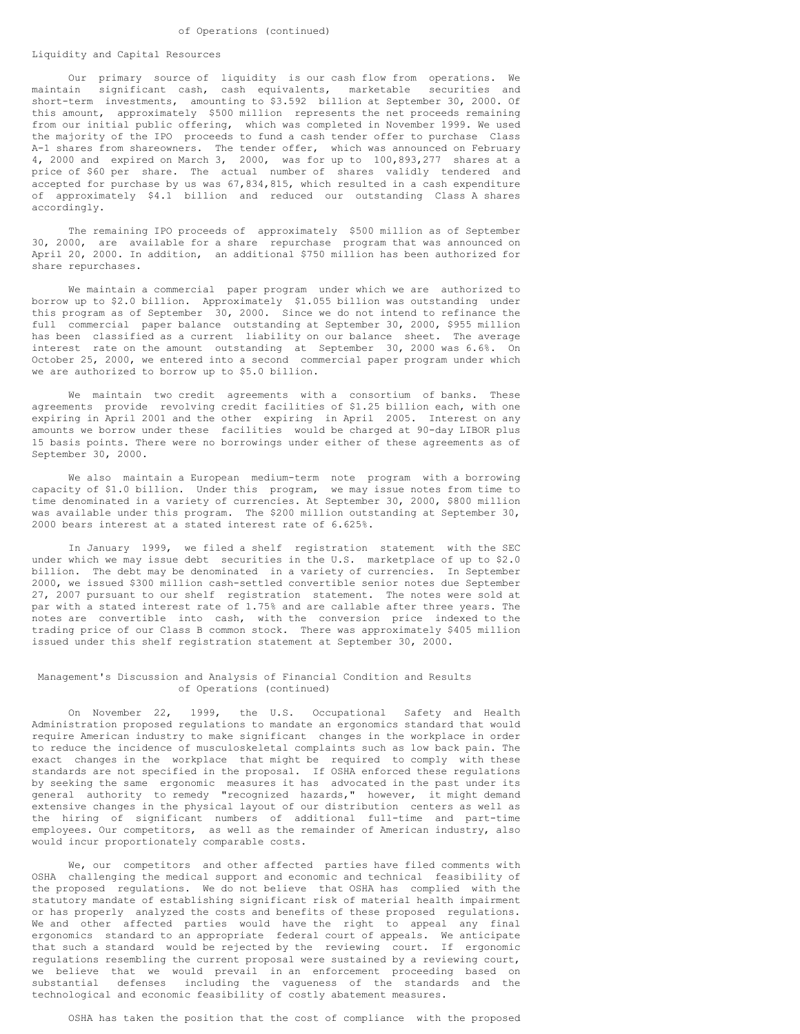## Liquidity and Capital Resources

Our primary source of liquidity is our cash flow from operations. We maintain significant cash, cash equivalents, marketable securities and short-term investments, amounting to $3.592 billion at September 30, 2000. Of this amount, approximately $500 million represents the net proceeds remaining from our initial public offering, which was completed in November 1999. We used the majority of the IPO proceeds to fund a cash tender offer to purchase Class A-1 shares from shareowners. The tender offer, which was announced on February 4, 2000 and expired on March 3, 2000, was for up to 100,893,277 shares at a price of $60 per share. The actual number of shares validly tendered and accepted for purchase by us was 67,834,815, which resulted in a cash expenditure of approximately $4.1 billion and reduced our outstanding Class A shares accordingly.

The remaining IPO proceeds of approximately $500 million as of September 30, 2000, are available for a share repurchase program that was announced on April 20, 2000. In addition, an additional $750 million has been authorized for share repurchases.

We maintain a commercial paper program under which we are authorized to borrow up to $2.0 billion. Approximately $1.055 billion was outstanding under this program as of September 30, 2000. Since we do not intend to refinance the full commercial paper balance outstanding at September 30, 2000, $955 million has been classified as a current liability on our balance sheet. The average interest rate on the amount outstanding at September 30, 2000 was 6.6%. On October 25, 2000, we entered into a second commercial paper program under which we are authorized to borrow up to $5.0 billion.

We maintain two credit agreements with a consortium of banks. These agreements provide revolving credit facilities of $1.25 billion each, with one expiring in April 2001 and the other expiring in April 2005. Interest on any amounts we borrow under these facilities would be charged at 90-day LIBOR plus 15 basis points. There were no borrowings under either of these agreements as of September 30, 2000.

We also maintain a European medium-term note program with a borrowing capacity of $1.0 billion. Under this program, we may issue notes from time to time denominated in a variety of currencies. At September 30, 2000, $800 million was available under this program. The $200 million outstanding at September 30, 2000 bears interest at a stated interest rate of 6.625%.

In January 1999, we filed a shelf registration statement with the SEC under which we may issue debt securities in the U.S. marketplace of up to $2.0 billion. The debt may be denominated in a variety of currencies. In September 2000, we issued $300 million cash-settled convertible senior notes due September 27, 2007 pursuant to our shelf registration statement. The notes were sold at par with a stated interest rate of 1.75% and are callable after three years. The notes are convertible into cash, with the conversion price indexed to the trading price of our Class B common stock. There was approximately $405 million issued under this shelf registration statement at September 30, 2000.

On November 22, 1999, the U.S. Occupational Safety and Health Administration proposed regulations to mandate an ergonomics standard that would require American industry to make significant changes in the workplace in order to reduce the incidence of musculoskeletal complaints such as low back pain. The exact changes in the workplace that might be required to comply with these standards are not specified in the proposal. If OSHA enforced these regulations by seeking the same ergonomic measures it has advocated in the past under its general authority to remedy "recognized hazards," however, it might demand extensive changes in the physical layout of our distribution centers as well as the hiring of significant numbers of additional full-time and part-time employees. Our competitors, as well as the remainder of American industry, also would incur proportionately comparable costs.

We, our competitors and other affected parties have filed comments with OSHA challenging the medical support and economic and technical feasibility of the proposed regulations. We do not believe that OSHA has complied with the statutory mandate of establishing significant risk of material health impairment or has properly analyzed the costs and benefits of these proposed regulations. We and other affected parties would have the right to appeal any final ergonomics standard to an appropriate federal court of appeals. We anticipate that such a standard would be rejected by the reviewing court. If ergonomic regulations resembling the current proposal were sustained by a reviewing court, we believe that we would prevail in an enforcement proceeding based on substantial defenses including the vagueness of the standards and the technological and economic feasibility of costly abatement measures.

OSHA has taken the position that the cost of compliance with the proposed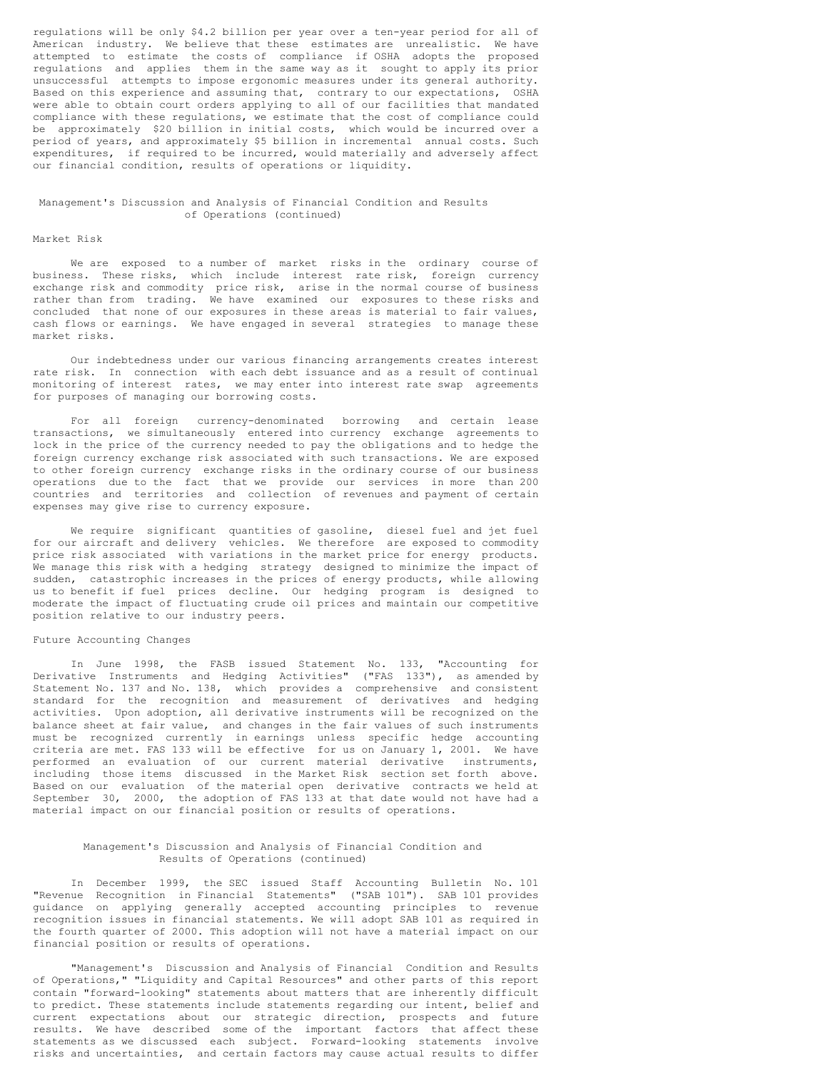regulations will be only $4.2 billion per year over a ten-year period for all of American industry. We believe that these estimates are unrealistic. We have attempted to estimate the costs of compliance if OSHA adopts the proposed regulations and applies them in the same way as it sought to apply its prior unsuccessful attempts to impose ergonomic measures under its general authority. Based on this experience and assuming that, contrary to our expectations, OSHA were able to obtain court orders applying to all of our facilities that mandated compliance with these regulations, we estimate that the cost of compliance could be approximately $20 billion in initial costs, which would be incurred over a period of years, and approximately $5 billion in incremental annual costs. Such expenditures, if required to be incurred, would materially and adversely affect our financial condition, results of operations or liquidity.

## Management's Discussion and Analysis of Financial Condition and Results of Operations (continued)

### Market Risk

We are exposed to a number of market risks in the ordinary course of business. These risks, which include interest rate risk, foreign currency exchange risk and commodity price risk, arise in the normal course of business rather than from trading. We have examined our exposures to these risks and concluded that none of our exposures in these areas is material to fair values, cash flows or earnings. We have engaged in several strategies to manage these market risks.

Our indebtedness under our various financing arrangements creates interest rate risk. In connection with each debt issuance and as a result of continual monitoring of interest rates, we may enter into interest rate swap agreements for purposes of managing our borrowing costs.

For all foreign currency-denominated borrowing and certain lease transactions, we simultaneously entered into currency exchange agreements to lock in the price of the currency needed to pay the obligations and to hedge the foreign currency exchange risk associated with such transactions. We are exposed to other foreign currency exchange risks in the ordinary course of our business operations due to the fact that we provide our services in more than 200 countries and territories and collection of revenues and payment of certain expenses may give rise to currency exposure.

We require significant quantities of gasoline, diesel fuel and jet fuel for our aircraft and delivery vehicles. We therefore are exposed to commodity price risk associated with variations in the market price for energy products. We manage this risk with a hedging strategy designed to minimize the impact of sudden, catastrophic increases in the prices of energy products, while allowing us to benefit if fuel prices decline. Our hedging program is designed to moderate the impact of fluctuating crude oil prices and maintain our competitive position relative to our industry peers.

### Future Accounting Changes

In June 1998, the FASB issued Statement No. 133, "Accounting for Derivative Instruments and Hedging Activities" ("FAS 133"), as amended by Statement No. 137 and No. 138, which provides a comprehensive and consistent standard for the recognition and measurement of derivatives and hedging activities. Upon adoption, all derivative instruments will be recognized on the balance sheet at fair value, and changes in the fair values of such instruments must be recognized currently in earnings unless specific hedge accounting criteria are met. FAS 133 will be effective for us on January 1, 2001. We have performed an evaluation of our current material derivative instruments, including those items discussed in the Market Risk section set forth above. Based on our evaluation of the material open derivative contracts we held at September 30, 2000, the adoption of FAS 133 at that date would not have had a material impact on our financial position or results of operations.

## Management's Discussion and Analysis of Financial Condition and Results of Operations (continued)

In December 1999, the SEC issued Staff Accounting Bulletin No. 101 "Revenue Recognition in Financial Statements" ("SAB 101"). SAB 101 provides guidance on applying generally accepted accounting principles to revenue recognition issues in financial statements. We will adopt SAB 101 as required in the fourth quarter of 2000. This adoption will not have a material impact on our financial position or results of operations.

"Management's Discussion and Analysis of Financial Condition and Results of Operations," "Liquidity and Capital Resources" and other parts of this report contain "forward-looking" statements about matters that are inherently difficult to predict. These statements include statements regarding our intent, belief and current expectations about our strategic direction, prospects and future results. We have described some of the important factors that affect these statements as we discussed each subject. Forward-looking statements involve risks and uncertainties, and certain factors may cause actual results to differ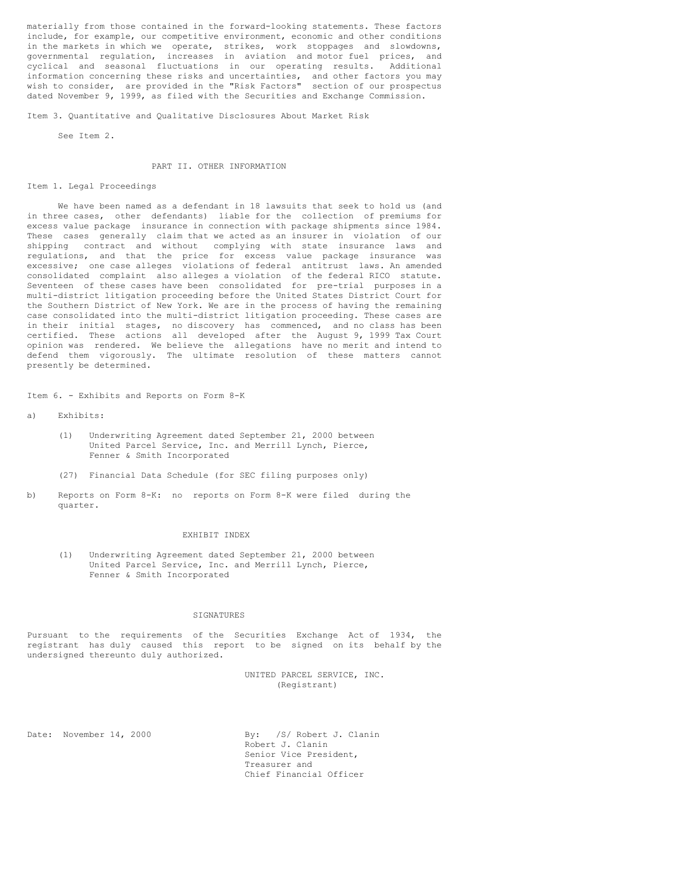materially from those contained in the forward-looking statements. These factors include, for example, our competitive environment, economic and other conditions in the markets in which we operate, strikes, work stoppages and slowdowns, governmental regulation, increases in aviation and motor fuel prices, and cyclical and seasonal fluctuations in our operating results. Additional information concerning these risks and uncertainties, and other factors you may wish to consider, are provided in the "Risk Factors" section of our prospectus dated November 9, 1999, as filed with the Securities and Exchange Commission.

Item 3. Quantitative and Qualitative Disclosures About Market Risk

See Item 2.

## PART II. OTHER INFORMATION

Item 1. Legal Proceedings

We have been named as a defendant in 18 lawsuits that seek to hold us (and in three cases, other defendants) liable for the collection of premiums for excess value package insurance in connection with package shipments since 1984. These cases generally claim that we acted as an insurer in violation of our shipping contract and without complying with state insurance laws and regulations, and that the price for excess value package insurance was excessive; one case alleges violations of federal antitrust laws. An amended consolidated complaint also alleges a violation of the federal RICO statute. Seventeen of these cases have been consolidated for pre-trial purposes in a multi-district litigation proceeding before the United States District Court for the Southern District of New York. We are in the process of having the remaining case consolidated into the multi-district litigation proceeding. These cases are in their initial stages, no discovery has commenced, and no class has been certified. These actions all developed after the August 9, 1999 Tax Court opinion was rendered. We believe the allegations have no merit and intend to defend them vigorously. The ultimate resolution of these matters cannot presently be determined.

Item 6. - Exhibits and Reports on Form 8-K

a) Exhibits:

(1) Underwriting Agreement dated September 21, 2000 between United Parcel Service, Inc. and Merrill Lynch, Pierce, Fenner & Smith Incorporated

(27) Financial Data Schedule (for SEC filing purposes only)

b) Reports on Form 8-K: no reports on Form 8-K were filed during the quarter.

## EXHIBIT INDEX

(1) Underwriting Agreement dated September 21, 2000 between United Parcel Service, Inc. and Merrill Lynch, Pierce, Fenner & Smith Incorporated

## SIGNATURES

Pursuant to the requirements of the Securities Exchange Act of 1934, the registrant has duly caused this report to be signed on its behalf by the undersigned thereunto duly authorized.

UNITED PARCEL SERVICE, INC.
(Registrant)

Date: November 14, 2000

By: /S/ Robert J. Clanin
Robert J. Clanin
Senior Vice President,
Treasurer and
Chief Financial Officer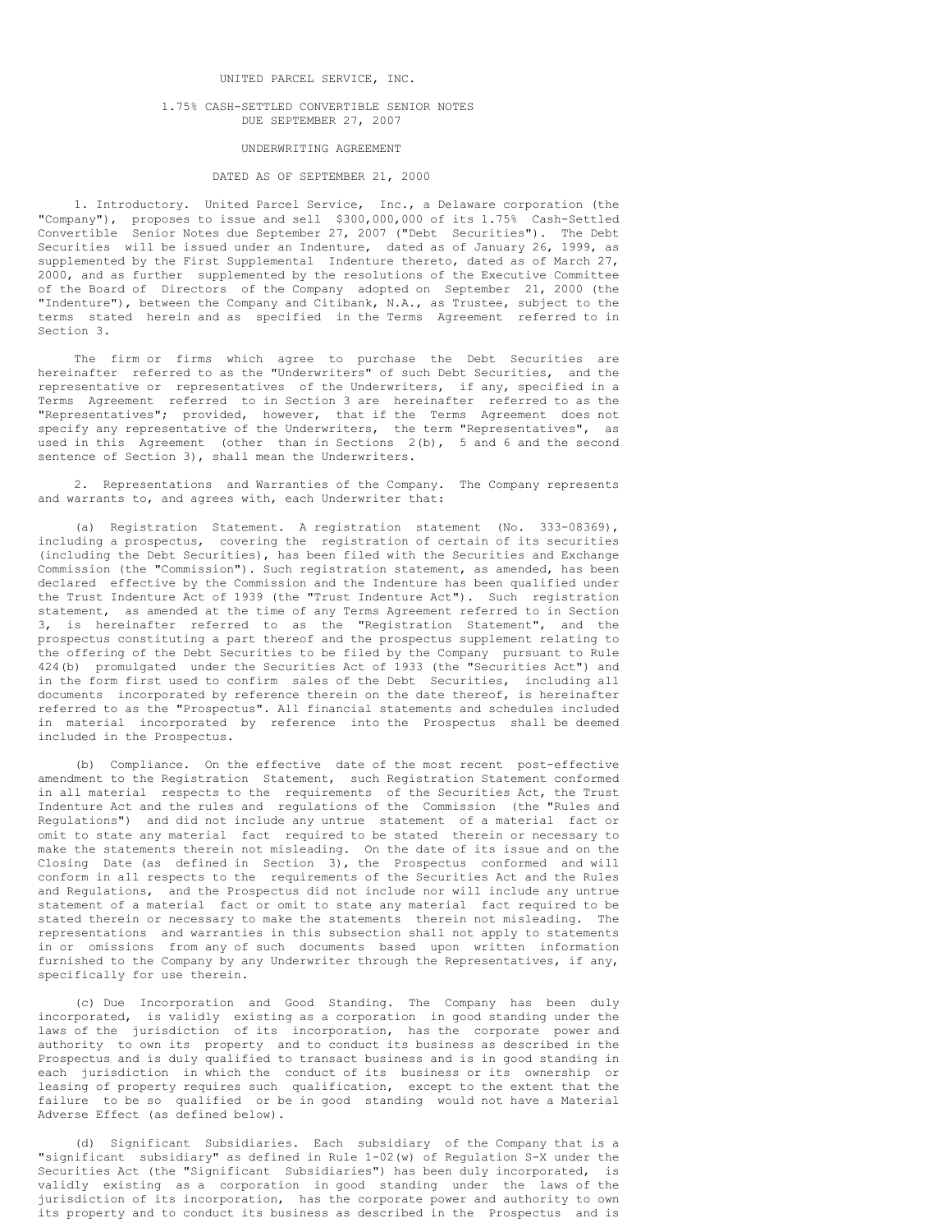UNITED PARCEL SERVICE, INC.

1.75% CASH-SETTLED CONVERTIBLE SENIOR NOTES
DUE SEPTEMBER 27, 2007

UNDERWRITING AGREEMENT

DATED AS OF SEPTEMBER 21, 2000

1. Introductory. United Parcel Service, Inc., a Delaware corporation (the "Company"), proposes to issue and sell $300,000,000 of its 1.75% Cash-Settled Convertible Senior Notes due September 27, 2007 ("Debt Securities"). The Debt Securities will be issued under an Indenture, dated as of January 26, 1999, as supplemented by the First Supplemental Indenture thereto, dated as of March 27, 2000, and as further supplemented by the resolutions of the Executive Committee of the Board of Directors of the Company adopted on September 21, 2000 (the "Indenture"), between the Company and Citibank, N.A., as Trustee, subject to the terms stated herein and as specified in the Terms Agreement referred to in Section 3.

The firm or firms which agree to purchase the Debt Securities are hereinafter referred to as the "Underwriters" of such Debt Securities, and the representative or representatives of the Underwriters, if any, specified in a Terms Agreement referred to in Section 3 are hereinafter referred to as the "Representatives"; provided, however, that if the Terms Agreement does not specify any representative of the Underwriters, the term "Representatives", as used in this Agreement (other than in Sections 2(b), 5 and 6 and the second sentence of Section 3), shall mean the Underwriters.

2. Representations and Warranties of the Company. The Company represents and warrants to, and agrees with, each Underwriter that:

(a) Registration Statement. A registration statement (No. 333-08369), including a prospectus, covering the registration of certain of its securities (including the Debt Securities), has been filed with the Securities and Exchange Commission (the "Commission"). Such registration statement, as amended, has been declared effective by the Commission and the Indenture has been qualified under the Trust Indenture Act of 1939 (the "Trust Indenture Act"). Such registration statement, as amended at the time of any Terms Agreement referred to in Section 3, is hereinafter referred to as the "Registration Statement", and the prospectus constituting a part thereof and the prospectus supplement relating to the offering of the Debt Securities to be filed by the Company pursuant to Rule 424(b) promulgated under the Securities Act of 1933 (the "Securities Act") and in the form first used to confirm sales of the Debt Securities, including all documents incorporated by reference therein on the date thereof, is hereinafter referred to as the "Prospectus". All financial statements and schedules included in material incorporated by reference into the Prospectus shall be deemed included in the Prospectus.

(b) Compliance. On the effective date of the most recent post-effective amendment to the Registration Statement, such Registration Statement conformed in all material respects to the requirements of the Securities Act, the Trust Indenture Act and the rules and regulations of the Commission (the "Rules and Regulations") and did not include any untrue statement of a material fact or omit to state any material fact required to be stated therein or necessary to make the statements therein not misleading. On the date of its issue and on the Closing Date (as defined in Section 3), the Prospectus conformed and will conform in all respects to the requirements of the Securities Act and the Rules and Regulations, and the Prospectus did not include nor will include any untrue statement of a material fact or omit to state any material fact required to be stated therein or necessary to make the statements therein not misleading. The representations and warranties in this subsection shall not apply to statements in or omissions from any of such documents based upon written information furnished to the Company by any Underwriter through the Representatives, if any, specifically for use therein.

(c) Due Incorporation and Good Standing. The Company has been duly incorporated, is validly existing as a corporation in good standing under the laws of the jurisdiction of its incorporation, has the corporate power and authority to own its property and to conduct its business as described in the Prospectus and is duly qualified to transact business and is in good standing in each jurisdiction in which the conduct of its business or its ownership or leasing of property requires such qualification, except to the extent that the failure to be so qualified or be in good standing would not have a Material Adverse Effect (as defined below).

(d) Significant Subsidiaries. Each subsidiary of the Company that is a "significant subsidiary" as defined in Rule 1-02(w) of Regulation S-X under the Securities Act (the "Significant Subsidiaries") has been duly incorporated, is validly existing as a corporation in good standing under the laws of the jurisdiction of its incorporation, has the corporate power and authority to own its property and to conduct its business as described in the Prospectus and is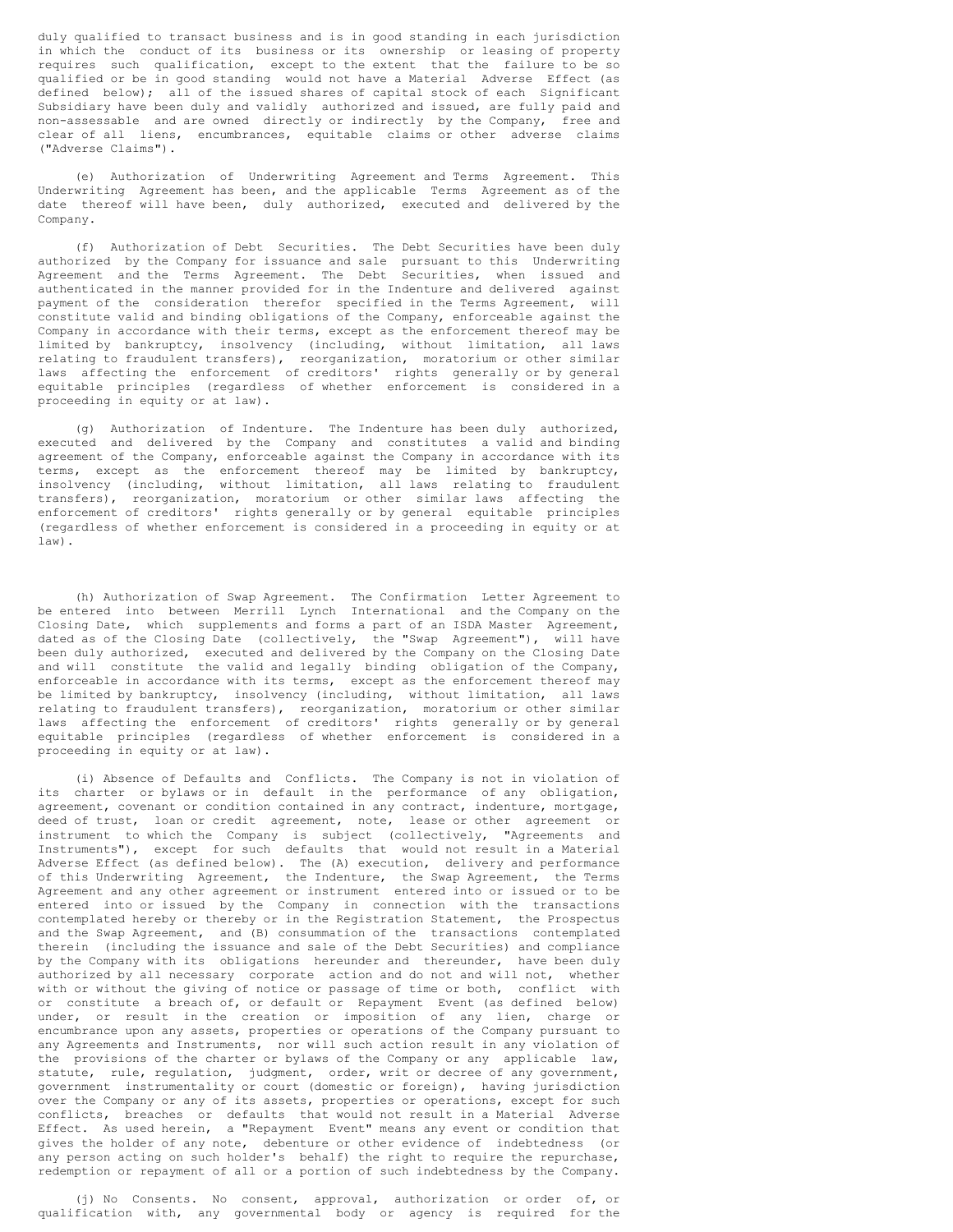duly qualified to transact business and is in good standing in each jurisdiction in which the conduct of its business or its ownership or leasing of property requires such qualification, except to the extent that the failure to be so qualified or be in good standing would not have a Material Adverse Effect (as defined below); all of the issued shares of capital stock of each Significant Subsidiary have been duly and validly authorized and issued, are fully paid and non-assessable and are owned directly or indirectly by the Company, free and clear of all liens, encumbrances, equitable claims or other adverse claims ("Adverse Claims").

(e) Authorization of Underwriting Agreement and Terms Agreement. This Underwriting Agreement has been, and the applicable Terms Agreement as of the date thereof will have been, duly authorized, executed and delivered by the Company.

(f) Authorization of Debt Securities. The Debt Securities have been duly authorized by the Company for issuance and sale pursuant to this Underwriting Agreement and the Terms Agreement. The Debt Securities, when issued and authenticated in the manner provided for in the Indenture and delivered against payment of the consideration therefor specified in the Terms Agreement, will constitute valid and binding obligations of the Company, enforceable against the Company in accordance with their terms, except as the enforcement thereof may be limited by bankruptcy, insolvency (including, without limitation, all laws relating to fraudulent transfers), reorganization, moratorium or other similar laws affecting the enforcement of creditors' rights generally or by general equitable principles (regardless of whether enforcement is considered in a proceeding in equity or at law).

(g) Authorization of Indenture. The Indenture has been duly authorized, executed and delivered by the Company and constitutes a valid and binding agreement of the Company, enforceable against the Company in accordance with its terms, except as the enforcement thereof may be limited by bankruptcy, insolvency (including, without limitation, all laws relating to fraudulent transfers), reorganization, moratorium or other similar laws affecting the enforcement of creditors' rights generally or by general equitable principles (regardless of whether enforcement is considered in a proceeding in equity or at law).

(h) Authorization of Swap Agreement. The Confirmation Letter Agreement to be entered into between Merrill Lynch International and the Company on the Closing Date, which supplements and forms a part of an ISDA Master Agreement, dated as of the Closing Date (collectively, the "Swap Agreement"), will have been duly authorized, executed and delivered by the Company on the Closing Date and will constitute the valid and legally binding obligation of the Company, enforceable in accordance with its terms, except as the enforcement thereof may be limited by bankruptcy, insolvency (including, without limitation, all laws relating to fraudulent transfers), reorganization, moratorium or other similar laws affecting the enforcement of creditors' rights generally or by general equitable principles (regardless of whether enforcement is considered in a proceeding in equity or at law).

(i) Absence of Defaults and Conflicts. The Company is not in violation of its charter or bylaws or in default in the performance of any obligation, agreement, covenant or condition contained in any contract, indenture, mortgage, deed of trust, loan or credit agreement, note, lease or other agreement or instrument to which the Company is subject (collectively, "Agreements and Instruments"), except for such defaults that would not result in a Material Adverse Effect (as defined below). The (A) execution, delivery and performance of this Underwriting Agreement, the Indenture, the Swap Agreement, the Terms Agreement and any other agreement or instrument entered into or issued or to be entered into or issued by the Company in connection with the transactions contemplated hereby or thereby or in the Registration Statement, the Prospectus and the Swap Agreement, and (B) consummation of the transactions contemplated therein (including the issuance and sale of the Debt Securities) and compliance by the Company with its obligations hereunder and thereunder, have been duly authorized by all necessary corporate action and do not and will not, whether with or without the giving of notice or passage of time or both, conflict with or constitute a breach of, or default or Repayment Event (as defined below) under, or result in the creation or imposition of any lien, charge or encumbrance upon any assets, properties or operations of the Company pursuant to any Agreements and Instruments, nor will such action result in any violation of the provisions of the charter or bylaws of the Company or any applicable law, statute, rule, regulation, judgment, order, writ or decree of any government, government instrumentality or court (domestic or foreign), having jurisdiction over the Company or any of its assets, properties or operations, except for such conflicts, breaches or defaults that would not result in a Material Adverse Effect. As used herein, a "Repayment Event" means any event or condition that gives the holder of any note, debenture or other evidence of indebtedness (or any person acting on such holder's behalf) the right to require the repurchase, redemption or repayment of all or a portion of such indebtedness by the Company.

(j) No Consents. No consent, approval, authorization or order of, or qualification with, any governmental body or agency is required for the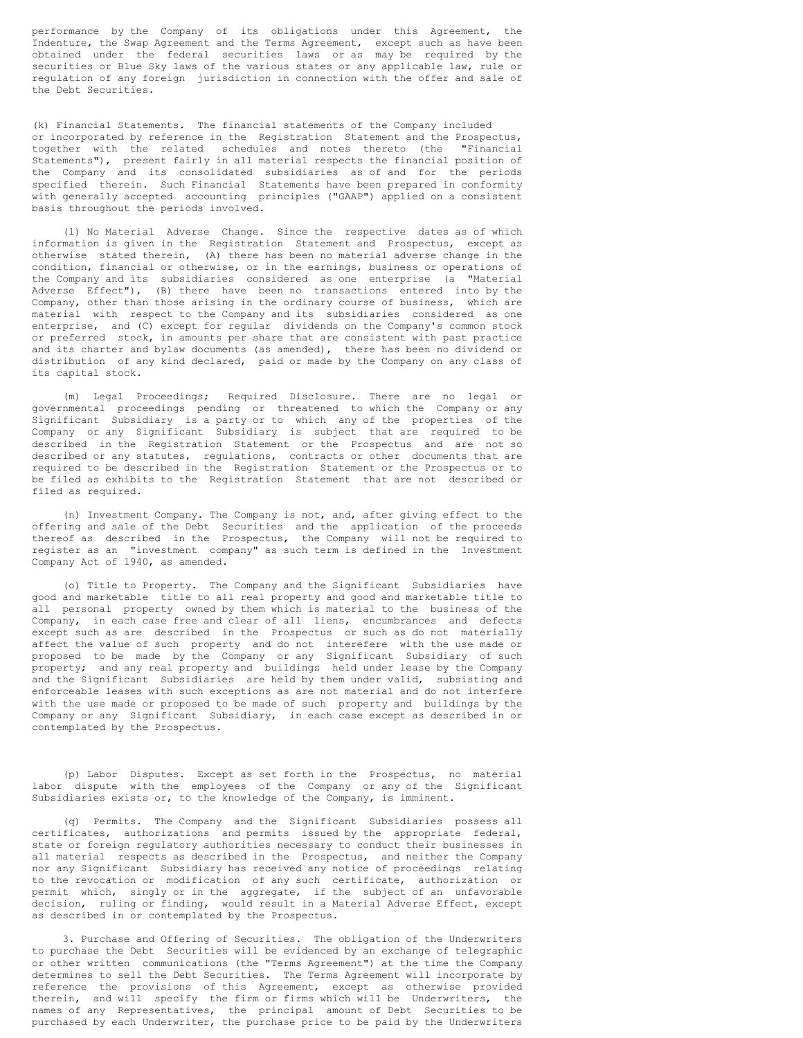performance by the Company of its obligations under this Agreement, the Indenture, the Swap Agreement and the Terms Agreement, except such as have been obtained under the federal securities laws or as may be required by the securities or Blue Sky laws of the various states or any applicable law, rule or regulation of any foreign jurisdiction in connection with the offer and sale of the Debt Securities.

(k) Financial Statements. The financial statements of the Company included or incorporated by reference in the Registration Statement and the Prospectus, together with the related schedules and notes thereto (the "Financial Statements"), present fairly in all material respects the financial position of the Company and its consolidated subsidiaries as of and for the periods specified therein. Such Financial Statements have been prepared in conformity with generally accepted accounting principles ("GAAP") applied on a consistent basis throughout the periods involved.

(l) No Material Adverse Change. Since the respective dates as of which information is given in the Registration Statement and Prospectus, except as otherwise stated therein, (A) there has been no material adverse change in the condition, financial or otherwise, or in the earnings, business or operations of the Company and its subsidiaries considered as one enterprise (a "Material Adverse Effect"), (B) there have been no transactions entered into by the Company, other than those arising in the ordinary course of business, which are material with respect to the Company and its subsidiaries considered as one enterprise, and (C) except for regular dividends on the Company's common stock or preferred stock, in amounts per share that are consistent with past practice and its charter and bylaw documents (as amended), there has been no dividend or distribution of any kind declared, paid or made by the Company on any class of its capital stock.

(m) Legal Proceedings; Required Disclosure. There are no legal or governmental proceedings pending or threatened to which the Company or any Significant Subsidiary is a party or to which any of the properties of the Company or any Significant Subsidiary is subject that are required to be described in the Registration Statement or the Prospectus and are not so described or any statutes, regulations, contracts or other documents that are required to be described in the Registration Statement or the Prospectus or to be filed as exhibits to the Registration Statement that are not described or filed as required.

(n) Investment Company. The Company is not, and, after giving effect to the offering and sale of the Debt Securities and the application of the proceeds thereof as described in the Prospectus, the Company will not be required to register as an "investment company" as such term is defined in the Investment Company Act of 1940, as amended.

(o) Title to Property. The Company and the Significant Subsidiaries have good and marketable title to all real property and good and marketable title to all personal property owned by them which is material to the business of the Company, in each case free and clear of all liens, encumbrances and defects except such as are described in the Prospectus or such as do not materially affect the value of such property and do not interefere with the use made or proposed to be made by the Company or any Significant Subsidiary of such property; and any real property and buildings held under lease by the Company and the Significant Subsidiaries are held by them under valid, subsisting and enforceable leases with such exceptions as are not material and do not interfere with the use made or proposed to be made of such property and buildings by the Company or any Significant Subsidiary, in each case except as described in or contemplated by the Prospectus.

(p) Labor Disputes. Except as set forth in the Prospectus, no material labor dispute with the employees of the Company or any of the Significant Subsidiaries exists or, to the knowledge of the Company, is imminent.

(q) Permits. The Company and the Significant Subsidiaries possess all certificates, authorizations and permits issued by the appropriate federal, state or foreign regulatory authorities necessary to conduct their businesses in all material respects as described in the Prospectus, and neither the Company nor any Significant Subsidiary has received any notice of proceedings relating to the revocation or modification of any such certificate, authorization or permit which, singly or in the aggregate, if the subject of an unfavorable decision, ruling or finding, would result in a Material Adverse Effect, except as described in or contemplated by the Prospectus.

3. Purchase and Offering of Securities. The obligation of the Underwriters to purchase the Debt Securities will be evidenced by an exchange of telegraphic or other written communications (the "Terms Agreement") at the time the Company determines to sell the Debt Securities. The Terms Agreement will incorporate by reference the provisions of this Agreement, except as otherwise provided therein, and will specify the firm or firms which will be Underwriters, the names of any Representatives, the principal amount of Debt Securities to be purchased by each Underwriter, the purchase price to be paid by the Underwriters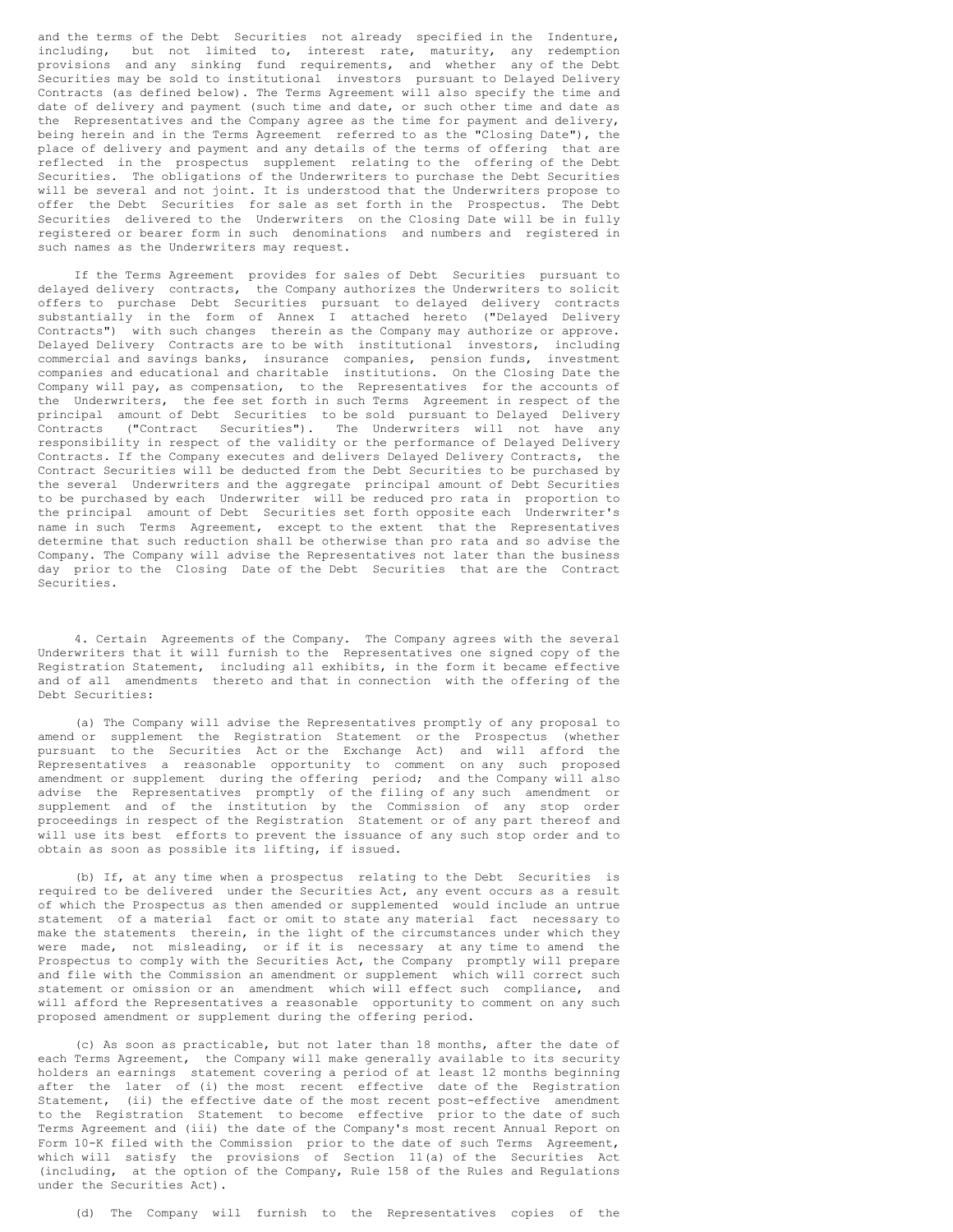and the terms of the Debt Securities not already specified in the Indenture, including, but not limited to, interest rate, maturity, any redemption provisions and any sinking fund requirements, and whether any of the Debt Securities may be sold to institutional investors pursuant to Delayed Delivery Contracts (as defined below). The Terms Agreement will also specify the time and date of delivery and payment (such time and date, or such other time and date as the Representatives and the Company agree as the time for payment and delivery, being herein and in the Terms Agreement referred to as the "Closing Date"), the place of delivery and payment and any details of the terms of offering that are reflected in the prospectus supplement relating to the offering of the Debt Securities. The obligations of the Underwriters to purchase the Debt Securities will be several and not joint. It is understood that the Underwriters propose to offer the Debt Securities for sale as set forth in the Prospectus. The Debt Securities delivered to the Underwriters on the Closing Date will be in fully registered or bearer form in such denominations and numbers and registered in such names as the Underwriters may request.

If the Terms Agreement provides for sales of Debt Securities pursuant to delayed delivery contracts, the Company authorizes the Underwriters to solicit offers to purchase Debt Securities pursuant to delayed delivery contracts substantially in the form of Annex I attached hereto ("Delayed Delivery Contracts") with such changes therein as the Company may authorize or approve. Delayed Delivery Contracts are to be with institutional investors, including commercial and savings banks, insurance companies, pension funds, investment companies and educational and charitable institutions. On the Closing Date the Company will pay, as compensation, to the Representatives for the accounts of the Underwriters, the fee set forth in such Terms Agreement in respect of the principal amount of Debt Securities to be sold pursuant to Delayed Delivery Contracts ("Contract Securities"). The Underwriters will not have any responsibility in respect of the validity or the performance of Delayed Delivery Contracts. If the Company executes and delivers Delayed Delivery Contracts, the Contract Securities will be deducted from the Debt Securities to be purchased by the several Underwriters and the aggregate principal amount of Debt Securities to be purchased by each Underwriter will be reduced pro rata in proportion to the principal amount of Debt Securities set forth opposite each Underwriter's name in such Terms Agreement, except to the extent that the Representatives determine that such reduction shall be otherwise than pro rata and so advise the Company. The Company will advise the Representatives not later than the business day prior to the Closing Date of the Debt Securities that are the Contract Securities.

4. Certain Agreements of the Company. The Company agrees with the several Underwriters that it will furnish to the Representatives one signed copy of the Registration Statement, including all exhibits, in the form it became effective and of all amendments thereto and that in connection with the offering of the Debt Securities:

(a) The Company will advise the Representatives promptly of any proposal to amend or supplement the Registration Statement or the Prospectus (whether pursuant to the Securities Act or the Exchange Act) and will afford the Representatives a reasonable opportunity to comment on any such proposed amendment or supplement during the offering period; and the Company will also advise the Representatives promptly of the filing of any such amendment or supplement and of the institution by the Commission of any stop order proceedings in respect of the Registration Statement or of any part thereof and will use its best efforts to prevent the issuance of any such stop order and to obtain as soon as possible its lifting, if issued.

(b) If, at any time when a prospectus relating to the Debt Securities is required to be delivered under the Securities Act, any event occurs as a result of which the Prospectus as then amended or supplemented would include an untrue statement of a material fact or omit to state any material fact necessary to make the statements therein, in the light of the circumstances under which they were made, not misleading, or if it is necessary at any time to amend the Prospectus to comply with the Securities Act, the Company promptly will prepare and file with the Commission an amendment or supplement which will correct such statement or omission or an amendment which will effect such compliance, and will afford the Representatives a reasonable opportunity to comment on any such proposed amendment or supplement during the offering period.

(c) As soon as practicable, but not later than 18 months, after the date of each Terms Agreement, the Company will make generally available to its security holders an earnings statement covering a period of at least 12 months beginning after the later of (i) the most recent effective date of the Registration Statement, (ii) the effective date of the most recent post-effective amendment to the Registration Statement to become effective prior to the date of such Terms Agreement and (iii) the date of the Company's most recent Annual Report on Form 10-K filed with the Commission prior to the date of such Terms Agreement, which will satisfy the provisions of Section 11(a) of the Securities Act (including, at the option of the Company, Rule 158 of the Rules and Regulations under the Securities Act).

(d) The Company will furnish to the Representatives copies of the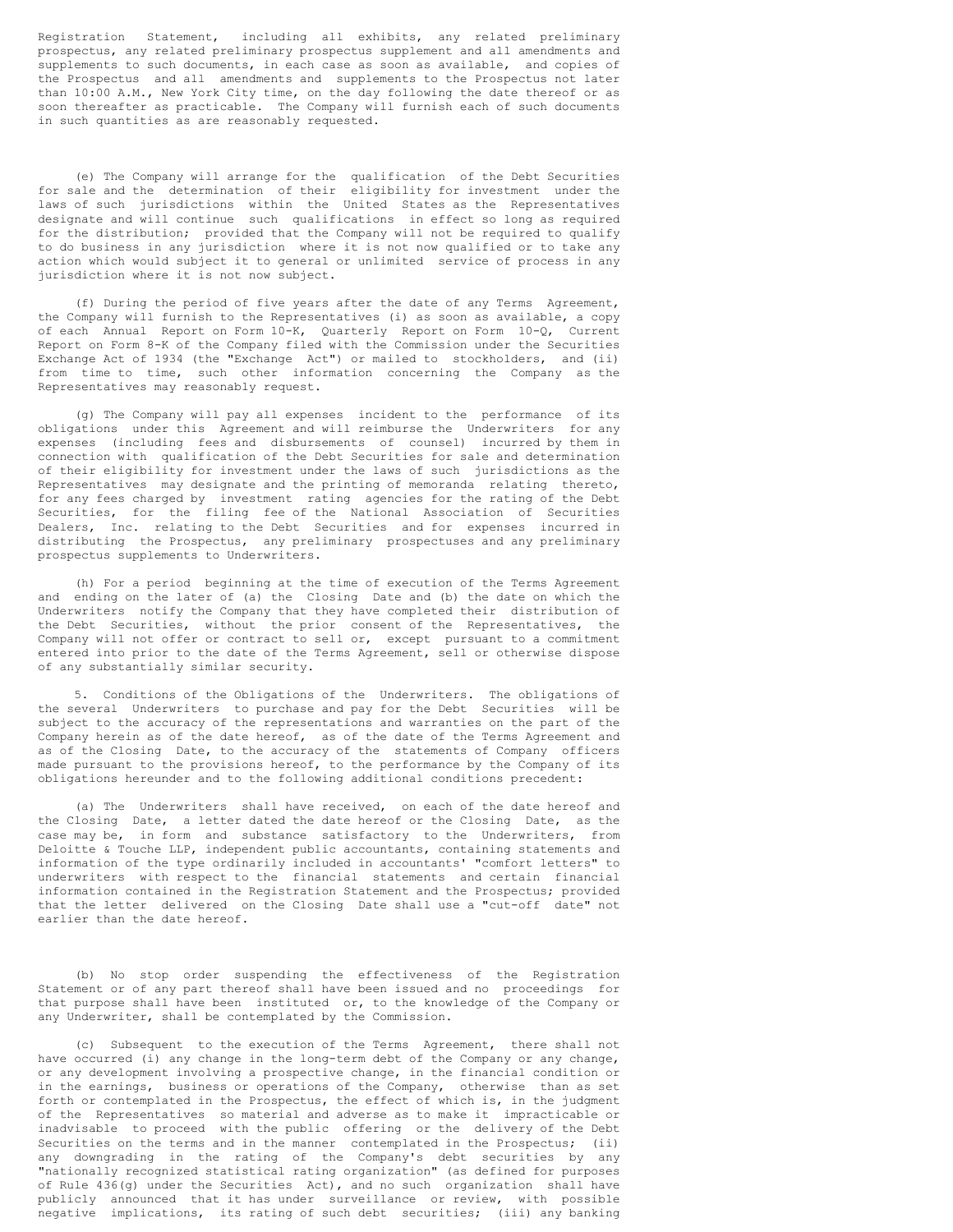Registration Statement, including all exhibits, any related preliminary prospectus, any related preliminary prospectus supplement and all amendments and supplements to such documents, in each case as soon as available, and copies of the Prospectus and all amendments and supplements to the Prospectus not later than 10:00 A.M., New York City time, on the day following the date thereof or as soon thereafter as practicable. The Company will furnish each of such documents in such quantities as are reasonably requested.

(e) The Company will arrange for the qualification of the Debt Securities for sale and the determination of their eligibility for investment under the laws of such jurisdictions within the United States as the Representatives designate and will continue such qualifications in effect so long as required for the distribution; provided that the Company will not be required to qualify to do business in any jurisdiction where it is not now qualified or to take any action which would subject it to general or unlimited service of process in any jurisdiction where it is not now subject.

(f) During the period of five years after the date of any Terms Agreement, the Company will furnish to the Representatives (i) as soon as available, a copy of each Annual Report on Form 10-K, Quarterly Report on Form 10-Q, Current Report on Form 8-K of the Company filed with the Commission under the Securities Exchange Act of 1934 (the "Exchange Act") or mailed to stockholders, and (ii) from time to time, such other information concerning the Company as the Representatives may reasonably request.

(g) The Company will pay all expenses incident to the performance of its obligations under this Agreement and will reimburse the Underwriters for any expenses (including fees and disbursements of counsel) incurred by them in connection with qualification of the Debt Securities for sale and determination of their eligibility for investment under the laws of such jurisdictions as the Representatives may designate and the printing of memoranda relating thereto, for any fees charged by investment rating agencies for the rating of the Debt Securities, for the filing fee of the National Association of Securities Dealers, Inc. relating to the Debt Securities and for expenses incurred in distributing the Prospectus, any preliminary prospectuses and any preliminary prospectus supplements to Underwriters.

(h) For a period beginning at the time of execution of the Terms Agreement and ending on the later of (a) the Closing Date and (b) the date on which the Underwriters notify the Company that they have completed their distribution of the Debt Securities, without the prior consent of the Representatives, the Company will not offer or contract to sell or, except pursuant to a commitment entered into prior to the date of the Terms Agreement, sell or otherwise dispose of any substantially similar security.

5. Conditions of the Obligations of the Underwriters. The obligations of the several Underwriters to purchase and pay for the Debt Securities will be subject to the accuracy of the representations and warranties on the part of the Company herein as of the date hereof, as of the date of the Terms Agreement and as of the Closing Date, to the accuracy of the statements of Company officers made pursuant to the provisions hereof, to the performance by the Company of its obligations hereunder and to the following additional conditions precedent:

(a) The Underwriters shall have received, on each of the date hereof and the Closing Date, a letter dated the date hereof or the Closing Date, as the case may be, in form and substance satisfactory to the Underwriters, from Deloitte & Touche LLP, independent public accountants, containing statements and information of the type ordinarily included in accountants' "comfort letters" to underwriters with respect to the financial statements and certain financial information contained in the Registration Statement and the Prospectus; provided that the letter delivered on the Closing Date shall use a "cut-off date" not earlier than the date hereof.

(b) No stop order suspending the effectiveness of the Registration Statement or of any part thereof shall have been issued and no proceedings for that purpose shall have been instituted or, to the knowledge of the Company or any Underwriter, shall be contemplated by the Commission.

(c) Subsequent to the execution of the Terms Agreement, there shall not have occurred (i) any change in the long-term debt of the Company or any change, or any development involving a prospective change, in the financial condition or in the earnings, business or operations of the Company, otherwise than as set forth or contemplated in the Prospectus, the effect of which is, in the judgment of the Representatives so material and adverse as to make it impracticable or inadvisable to proceed with the public offering or the delivery of the Debt Securities on the terms and in the manner contemplated in the Prospectus; (ii) any downgrading in the rating of the Company's debt securities by any "nationally recognized statistical rating organization" (as defined for purposes of Rule 436(g) under the Securities Act), and no such organization shall have publicly announced that it has under surveillance or review, with possible negative implications, its rating of such debt securities; (iii) any banking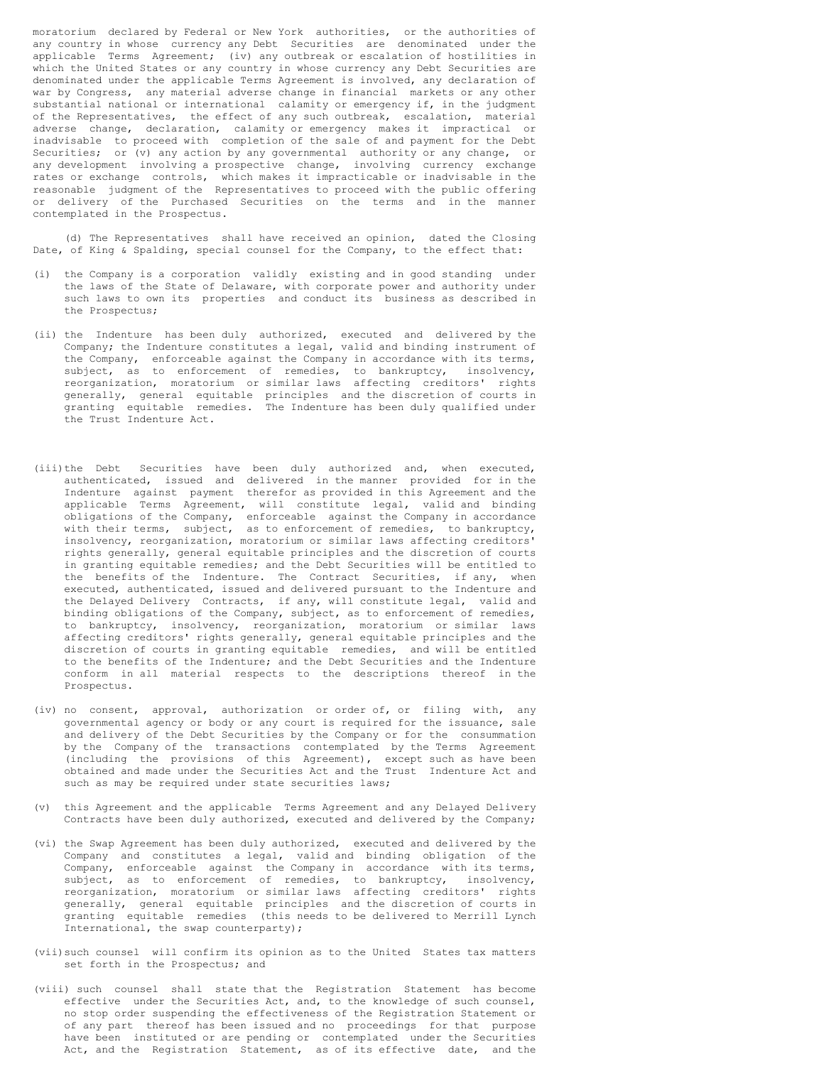moratorium declared by Federal or New York authorities, or the authorities of any country in whose currency any Debt Securities are denominated under the applicable Terms Agreement; (iv) any outbreak or escalation of hostilities in which the United States or any country in whose currency any Debt Securities are denominated under the applicable Terms Agreement is involved, any declaration of war by Congress, any material adverse change in financial markets or any other substantial national or international calamity or emergency if, in the judgment of the Representatives, the effect of any such outbreak, escalation, material adverse change, declaration, calamity or emergency makes it impractical or inadvisable to proceed with completion of the sale of and payment for the Debt Securities; or (v) any action by any governmental authority or any change, or any development involving a prospective change, involving currency exchange rates or exchange controls, which makes it impracticable or inadvisable in the reasonable judgment of the Representatives to proceed with the public offering or delivery of the Purchased Securities on the terms and in the manner contemplated in the Prospectus.

(d) The Representatives shall have received an opinion, dated the Closing Date, of King & Spalding, special counsel for the Company, to the effect that:

(i) the Company is a corporation validly existing and in good standing under the laws of the State of Delaware, with corporate power and authority under such laws to own its properties and conduct its business as described in the Prospectus;

(ii) the Indenture has been duly authorized, executed and delivered by the Company; the Indenture constitutes a legal, valid and binding instrument of the Company, enforceable against the Company in accordance with its terms, subject, as to enforcement of remedies, to bankruptcy, insolvency, reorganization, moratorium or similar laws affecting creditors' rights generally, general equitable principles and the discretion of courts in granting equitable remedies. The Indenture has been duly qualified under the Trust Indenture Act.

(iii) the Debt Securities have been duly authorized and, when executed, authenticated, issued and delivered in the manner provided for in the Indenture against payment therefor as provided in this Agreement and the applicable Terms Agreement, will constitute legal, valid and binding obligations of the Company, enforceable against the Company in accordance with their terms, subject, as to enforcement of remedies, to bankruptcy, insolvency, reorganization, moratorium or similar laws affecting creditors' rights generally, general equitable principles and the discretion of courts in granting equitable remedies; and the Debt Securities will be entitled to the benefits of the Indenture. The Contract Securities, if any, when executed, authenticated, issued and delivered pursuant to the Indenture and the Delayed Delivery Contracts, if any, will constitute legal, valid and binding obligations of the Company, subject, as to enforcement of remedies, to bankruptcy, insolvency, reorganization, moratorium or similar laws affecting creditors' rights generally, general equitable principles and the discretion of courts in granting equitable remedies, and will be entitled to the benefits of the Indenture; and the Debt Securities and the Indenture conform in all material respects to the descriptions thereof in the Prospectus.

(iv) no consent, approval, authorization or order of, or filing with, any governmental agency or body or any court is required for the issuance, sale and delivery of the Debt Securities by the Company or for the consummation by the Company of the transactions contemplated by the Terms Agreement (including the provisions of this Agreement), except such as have been obtained and made under the Securities Act and the Trust Indenture Act and such as may be required under state securities laws;

(v) this Agreement and the applicable Terms Agreement and any Delayed Delivery Contracts have been duly authorized, executed and delivered by the Company;

(vi) the Swap Agreement has been duly authorized, executed and delivered by the Company and constitutes a legal, valid and binding obligation of the Company, enforceable against the Company in accordance with its terms, subject, as to enforcement of remedies, to bankruptcy, insolvency, reorganization, moratorium or similar laws affecting creditors' rights generally, general equitable principles and the discretion of courts in granting equitable remedies (this needs to be delivered to Merrill Lynch International, the swap counterparty);

(vii) such counsel will confirm its opinion as to the United States tax matters set forth in the Prospectus; and

(viii) such counsel shall state that the Registration Statement has become effective under the Securities Act, and, to the knowledge of such counsel, no stop order suspending the effectiveness of the Registration Statement or of any part thereof has been issued and no proceedings for that purpose have been instituted or are pending or contemplated under the Securities Act, and the Registration Statement, as of its effective date, and the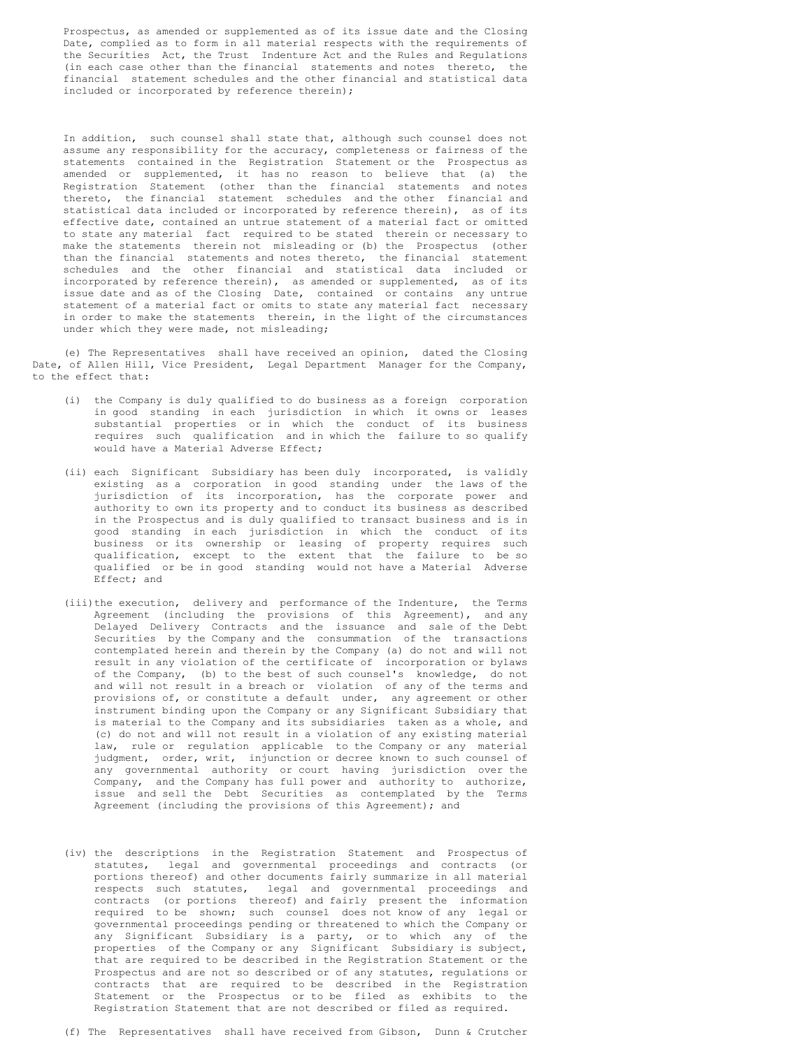Prospectus, as amended or supplemented as of its issue date and the Closing Date, complied as to form in all material respects with the requirements of the Securities Act, the Trust Indenture Act and the Rules and Regulations (in each case other than the financial statements and notes thereto, the financial statement schedules and the other financial and statistical data included or incorporated by reference therein);

In addition, such counsel shall state that, although such counsel does not assume any responsibility for the accuracy, completeness or fairness of the statements contained in the Registration Statement or the Prospectus as amended or supplemented, it has no reason to believe that (a) the Registration Statement (other than the financial statements and notes thereto, the financial statement schedules and the other financial and statistical data included or incorporated by reference therein), as of its effective date, contained an untrue statement of a material fact or omitted to state any material fact required to be stated therein or necessary to make the statements therein not misleading or (b) the Prospectus (other than the financial statements and notes thereto, the financial statement schedules and the other financial and statistical data included or incorporated by reference therein), as amended or supplemented, as of its issue date and as of the Closing Date, contained or contains any untrue statement of a material fact or omits to state any material fact necessary in order to make the statements therein, in the light of the circumstances under which they were made, not misleading;

(e) The Representatives shall have received an opinion, dated the Closing Date, of Allen Hill, Vice President, Legal Department Manager for the Company, to the effect that:

(i) the Company is duly qualified to do business as a foreign corporation in good standing in each jurisdiction in which it owns or leases substantial properties or in which the conduct of its business requires such qualification and in which the failure to so qualify would have a Material Adverse Effect;

(ii) each Significant Subsidiary has been duly incorporated, is validly existing as a corporation in good standing under the laws of the jurisdiction of its incorporation, has the corporate power and authority to own its property and to conduct its business as described in the Prospectus and is duly qualified to transact business and is in good standing in each jurisdiction in which the conduct of its business or its ownership or leasing of property requires such qualification, except to the extent that the failure to be so qualified or be in good standing would not have a Material Adverse Effect; and

(iii) the execution, delivery and performance of the Indenture, the Terms Agreement (including the provisions of this Agreement), and any Delayed Delivery Contracts and the issuance and sale of the Debt Securities by the Company and the consummation of the transactions contemplated herein and therein by the Company (a) do not and will not result in any violation of the certificate of incorporation or bylaws of the Company, (b) to the best of such counsel's knowledge, do not and will not result in a breach or violation of any of the terms and provisions of, or constitute a default under, any agreement or other instrument binding upon the Company or any Significant Subsidiary that is material to the Company and its subsidiaries taken as a whole, and (c) do not and will not result in a violation of any existing material law, rule or regulation applicable to the Company or any material judgment, order, writ, injunction or decree known to such counsel of any governmental authority or court having jurisdiction over the Company, and the Company has full power and authority to authorize, issue and sell the Debt Securities as contemplated by the Terms Agreement (including the provisions of this Agreement); and

(iv) the descriptions in the Registration Statement and Prospectus of statutes, legal and governmental proceedings and contracts (or portions thereof) and other documents fairly summarize in all material respects such statutes, legal and governmental proceedings and contracts (or portions thereof) and fairly present the information required to be shown; such counsel does not know of any legal or governmental proceedings pending or threatened to which the Company or any Significant Subsidiary is a party, or to which any of the properties of the Company or any Significant Subsidiary is subject, that are required to be described in the Registration Statement or the Prospectus and are not so described or of any statutes, regulations or contracts that are required to be described in the Registration Statement or the Prospectus or to be filed as exhibits to the Registration Statement that are not described or filed as required.

(f) The Representatives shall have received from Gibson, Dunn & Crutcher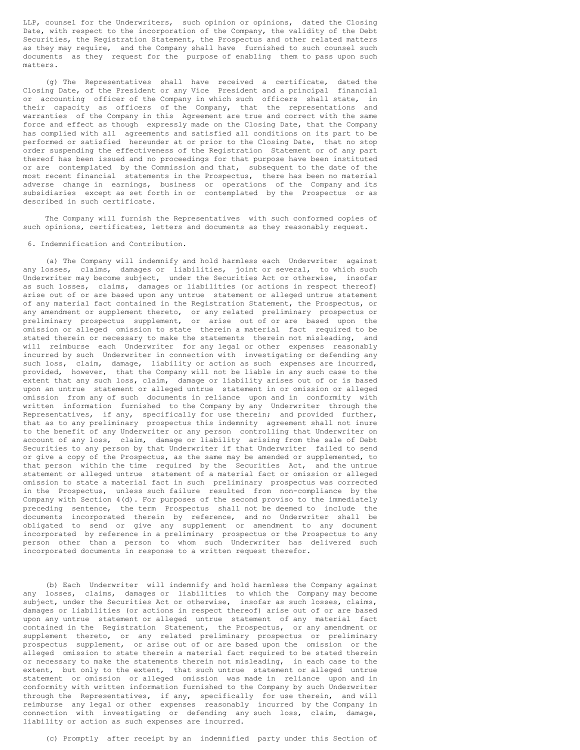LLP, counsel for the Underwriters, such opinion or opinions, dated the Closing Date, with respect to the incorporation of the Company, the validity of the Debt Securities, the Registration Statement, the Prospectus and other related matters as they may require, and the Company shall have furnished to such counsel such documents as they request for the purpose of enabling them to pass upon such matters.

(g) The Representatives shall have received a certificate, dated the Closing Date, of the President or any Vice President and a principal financial or accounting officer of the Company in which such officers shall state, in their capacity as officers of the Company, that the representations and warranties of the Company in this Agreement are true and correct with the same force and effect as though expressly made on the Closing Date, that the Company has complied with all agreements and satisfied all conditions on its part to be performed or satisfied hereunder at or prior to the Closing Date, that no stop order suspending the effectiveness of the Registration Statement or of any part thereof has been issued and no proceedings for that purpose have been instituted or are contemplated by the Commission and that, subsequent to the date of the most recent financial statements in the Prospectus, there has been no material adverse change in earnings, business or operations of the Company and its subsidiaries except as set forth in or contemplated by the Prospectus or as described in such certificate.

The Company will furnish the Representatives with such conformed copies of such opinions, certificates, letters and documents as they reasonably request.

6. Indemnification and Contribution.

(a) The Company will indemnify and hold harmless each Underwriter against any losses, claims, damages or liabilities, joint or several, to which such Underwriter may become subject, under the Securities Act or otherwise, insofar as such losses, claims, damages or liabilities (or actions in respect thereof) arise out of or are based upon any untrue statement or alleged untrue statement of any material fact contained in the Registration Statement, the Prospectus, or any amendment or supplement thereto, or any related preliminary prospectus or preliminary prospectus supplement, or arise out of or are based upon the omission or alleged omission to state therein a material fact required to be stated therein or necessary to make the statements therein not misleading, and will reimburse each Underwriter for any legal or other expenses reasonably incurred by such Underwriter in connection with investigating or defending any such loss, claim, damage, liability or action as such expenses are incurred, provided, however, that the Company will not be liable in any such case to the extent that any such loss, claim, damage or liability arises out of or is based upon an untrue statement or alleged untrue statement in or omission or alleged omission from any of such documents in reliance upon and in conformity with written information furnished to the Company by any Underwriter through the Representatives, if any, specifically for use therein; and provided further, that as to any preliminary prospectus this indemnity agreement shall not inure to the benefit of any Underwriter or any person controlling that Underwriter on account of any loss, claim, damage or liability arising from the sale of Debt Securities to any person by that Underwriter if that Underwriter failed to send or give a copy of the Prospectus, as the same may be amended or supplemented, to that person within the time required by the Securities Act, and the untrue statement or alleged untrue statement of a material fact or omission or alleged omission to state a material fact in such preliminary prospectus was corrected in the Prospectus, unless such failure resulted from non-compliance by the Company with Section 4(d). For purposes of the second proviso to the immediately preceding sentence, the term Prospectus shall not be deemed to include the documents incorporated therein by reference, and no Underwriter shall be obligated to send or give any supplement or amendment to any document incorporated by reference in a preliminary prospectus or the Prospectus to any person other than a person to whom such Underwriter has delivered such incorporated documents in response to a written request therefor.

(b) Each Underwriter will indemnify and hold harmless the Company against any losses, claims, damages or liabilities to which the Company may become subject, under the Securities Act or otherwise, insofar as such losses, claims, damages or liabilities (or actions in respect thereof) arise out of or are based upon any untrue statement or alleged untrue statement of any material fact contained in the Registration Statement, the Prospectus, or any amendment or supplement thereto, or any related preliminary prospectus or preliminary prospectus supplement, or arise out of or are based upon the omission or the alleged omission to state therein a material fact required to be stated therein or necessary to make the statements therein not misleading, in each case to the extent, but only to the extent, that such untrue statement or alleged untrue statement or omission or alleged omission was made in reliance upon and in conformity with written information furnished to the Company by such Underwriter through the Representatives, if any, specifically for use therein, and will reimburse any legal or other expenses reasonably incurred by the Company in connection with investigating or defending any such loss, claim, damage, liability or action as such expenses are incurred.

(c) Promptly after receipt by an indemnified party under this Section of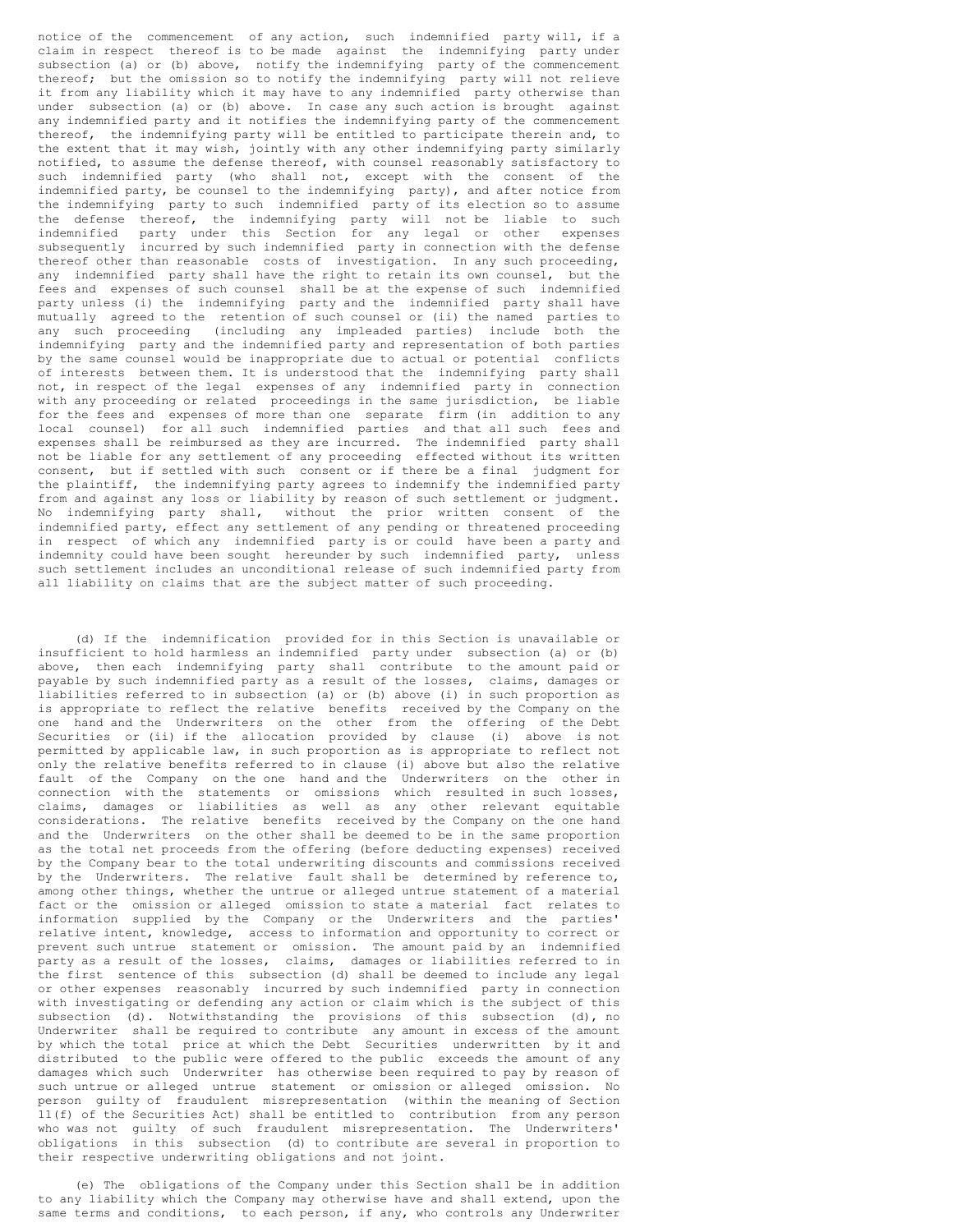notice of the commencement of any action, such indemnified party will, if a claim in respect thereof is to be made against the indemnifying party under subsection (a) or (b) above, notify the indemnifying party of the commencement thereof; but the omission so to notify the indemnifying party will not relieve it from any liability which it may have to any indemnified party otherwise than under subsection (a) or (b) above. In case any such action is brought against any indemnified party and it notifies the indemnifying party of the commencement thereof, the indemnifying party will be entitled to participate therein and, to the extent that it may wish, jointly with any other indemnifying party similarly notified, to assume the defense thereof, with counsel reasonably satisfactory to such indemnified party (who shall not, except with the consent of the indemnified party, be counsel to the indemnifying party), and after notice from the indemnifying party to such indemnified party of its election so to assume the defense thereof, the indemnifying party will not be liable to such indemnified party under this Section for any legal or other expenses subsequently incurred by such indemnified party in connection with the defense thereof other than reasonable costs of investigation. In any such proceeding, any indemnified party shall have the right to retain its own counsel, but the fees and expenses of such counsel shall be at the expense of such indemnified party unless (i) the indemnifying party and the indemnified party shall have mutually agreed to the retention of such counsel or (ii) the named parties to any such proceeding (including any impleaded parties) include both the indemnifying party and the indemnified party and representation of both parties by the same counsel would be inappropriate due to actual or potential conflicts of interests between them. It is understood that the indemnifying party shall not, in respect of the legal expenses of any indemnified party in connection with any proceeding or related proceedings in the same jurisdiction, be liable for the fees and expenses of more than one separate firm (in addition to any local counsel) for all such indemnified parties and that all such fees and expenses shall be reimbursed as they are incurred. The indemnified party shall not be liable for any settlement of any proceeding effected without its written consent, but if settled with such consent or if there be a final judgment for the plaintiff, the indemnifying party agrees to indemnify the indemnified party from and against any loss or liability by reason of such settlement or judgment. No indemnifying party shall, without the prior written consent of the indemnified party, effect any settlement of any pending or threatened proceeding in respect of which any indemnified party is or could have been a party and indemnity could have been sought hereunder by such indemnified party, unless such settlement includes an unconditional release of such indemnified party from all liability on claims that are the subject matter of such proceeding.

(d) If the indemnification provided for in this Section is unavailable or insufficient to hold harmless an indemnified party under subsection (a) or (b) above, then each indemnifying party shall contribute to the amount paid or payable by such indemnified party as a result of the losses, claims, damages or liabilities referred to in subsection (a) or (b) above (i) in such proportion as is appropriate to reflect the relative benefits received by the Company on the one hand and the Underwriters on the other from the offering of the Debt Securities or (ii) if the allocation provided by clause (i) above is not permitted by applicable law, in such proportion as is appropriate to reflect not only the relative benefits referred to in clause (i) above but also the relative fault of the Company on the one hand and the Underwriters on the other in connection with the statements or omissions which resulted in such losses, claims, damages or liabilities as well as any other relevant equitable considerations. The relative benefits received by the Company on the one hand and the Underwriters on the other shall be deemed to be in the same proportion as the total net proceeds from the offering (before deducting expenses) received by the Company bear to the total underwriting discounts and commissions received by the Underwriters. The relative fault shall be determined by reference to, among other things, whether the untrue or alleged untrue statement of a material fact or the omission or alleged omission to state a material fact relates to information supplied by the Company or the Underwriters and the parties' relative intent, knowledge, access to information and opportunity to correct or prevent such untrue statement or omission. The amount paid by an indemnified party as a result of the losses, claims, damages or liabilities referred to in the first sentence of this subsection (d) shall be deemed to include any legal or other expenses reasonably incurred by such indemnified party in connection with investigating or defending any action or claim which is the subject of this subsection (d). Notwithstanding the provisions of this subsection (d), no Underwriter shall be required to contribute any amount in excess of the amount by which the total price at which the Debt Securities underwritten by it and distributed to the public were offered to the public exceeds the amount of any damages which such Underwriter has otherwise been required to pay by reason of such untrue or alleged untrue statement or omission or alleged omission. No person guilty of fraudulent misrepresentation (within the meaning of Section 11(f) of the Securities Act) shall be entitled to contribution from any person who was not guilty of such fraudulent misrepresentation. The Underwriters' obligations in this subsection (d) to contribute are several in proportion to their respective underwriting obligations and not joint.

(e) The obligations of the Company under this Section shall be in addition to any liability which the Company may otherwise have and shall extend, upon the same terms and conditions, to each person, if any, who controls any Underwriter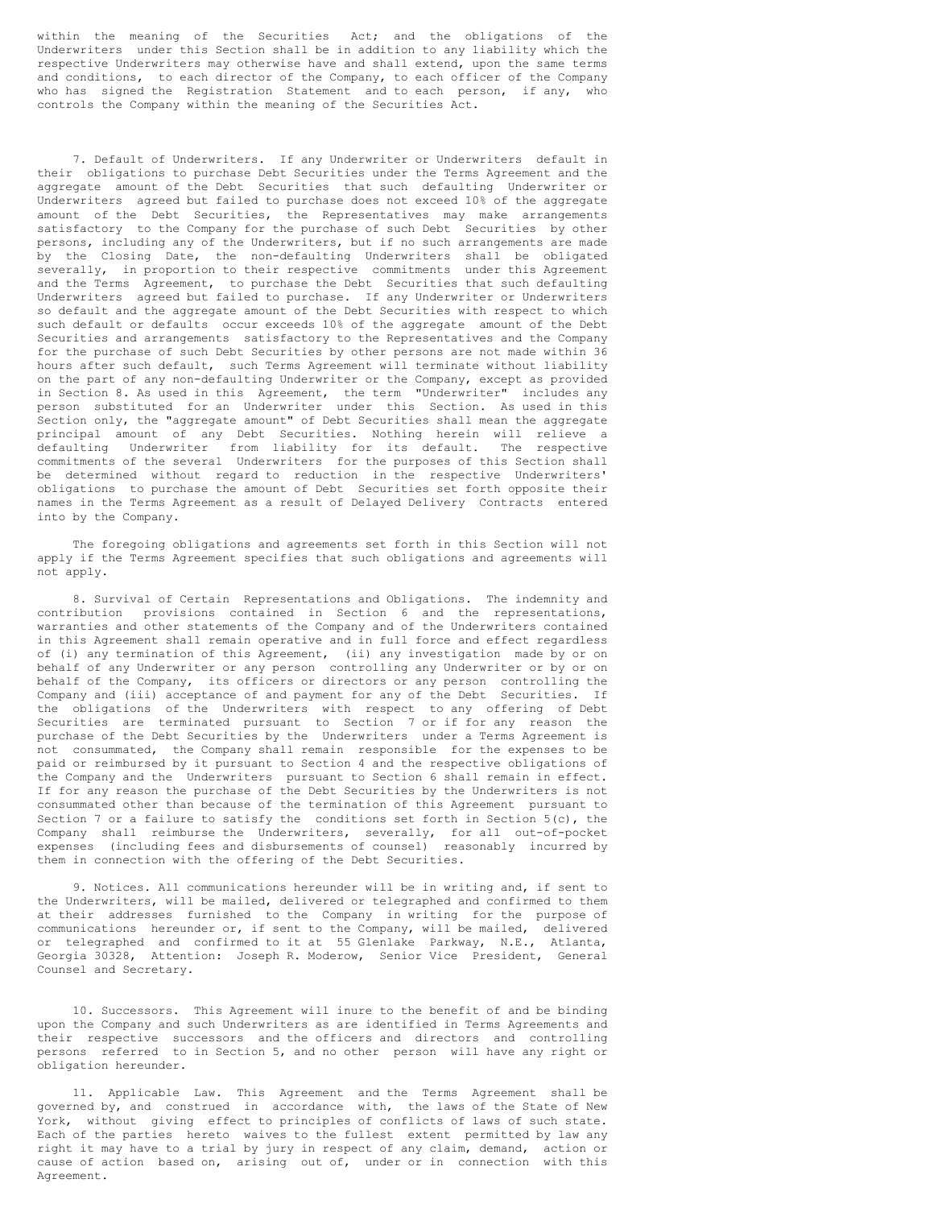within the meaning of the Securities Act; and the obligations of the Underwriters under this Section shall be in addition to any liability which the respective Underwriters may otherwise have and shall extend, upon the same terms and conditions, to each director of the Company, to each officer of the Company who has signed the Registration Statement and to each person, if any, who controls the Company within the meaning of the Securities Act.

7. Default of Underwriters. If any Underwriter or Underwriters default in their obligations to purchase Debt Securities under the Terms Agreement and the aggregate amount of the Debt Securities that such defaulting Underwriter or Underwriters agreed but failed to purchase does not exceed 10% of the aggregate amount of the Debt Securities, the Representatives may make arrangements satisfactory to the Company for the purchase of such Debt Securities by other persons, including any of the Underwriters, but if no such arrangements are made by the Closing Date, the non-defaulting Underwriters shall be obligated severally, in proportion to their respective commitments under this Agreement and the Terms Agreement, to purchase the Debt Securities that such defaulting Underwriters agreed but failed to purchase. If any Underwriter or Underwriters so default and the aggregate amount of the Debt Securities with respect to which such default or defaults occur exceeds 10% of the aggregate amount of the Debt Securities and arrangements satisfactory to the Representatives and the Company for the purchase of such Debt Securities by other persons are not made within 36 hours after such default, such Terms Agreement will terminate without liability on the part of any non-defaulting Underwriter or the Company, except as provided in Section 8. As used in this Agreement, the term "Underwriter" includes any person substituted for an Underwriter under this Section. As used in this Section only, the "aggregate amount" of Debt Securities shall mean the aggregate principal amount of any Debt Securities. Nothing herein will relieve a defaulting Underwriter from liability for its default. The respective commitments of the several Underwriters for the purposes of this Section shall be determined without regard to reduction in the respective Underwriters' obligations to purchase the amount of Debt Securities set forth opposite their names in the Terms Agreement as a result of Delayed Delivery Contracts entered into by the Company.

The foregoing obligations and agreements set forth in this Section will not apply if the Terms Agreement specifies that such obligations and agreements will not apply.

8. Survival of Certain Representations and Obligations. The indemnity and contribution provisions contained in Section 6 and the representations, warranties and other statements of the Company and of the Underwriters contained in this Agreement shall remain operative and in full force and effect regardless of (i) any termination of this Agreement, (ii) any investigation made by or on behalf of any Underwriter or any person controlling any Underwriter or by or on behalf of the Company, its officers or directors or any person controlling the Company and (iii) acceptance of and payment for any of the Debt Securities. If the obligations of the Underwriters with respect to any offering of Debt Securities are terminated pursuant to Section 7 or if for any reason the purchase of the Debt Securities by the Underwriters under a Terms Agreement is not consummated, the Company shall remain responsible for the expenses to be paid or reimbursed by it pursuant to Section 4 and the respective obligations of the Company and the Underwriters pursuant to Section 6 shall remain in effect. If for any reason the purchase of the Debt Securities by the Underwriters is not consummated other than because of the termination of this Agreement pursuant to Section 7 or a failure to satisfy the conditions set forth in Section 5(c), the Company shall reimburse the Underwriters, severally, for all out-of-pocket expenses (including fees and disbursements of counsel) reasonably incurred by them in connection with the offering of the Debt Securities.

9. Notices. All communications hereunder will be in writing and, if sent to the Underwriters, will be mailed, delivered or telegraphed and confirmed to them at their addresses furnished to the Company in writing for the purpose of communications hereunder or, if sent to the Company, will be mailed, delivered or telegraphed and confirmed to it at 55 Glenlake Parkway, N.E., Atlanta, Georgia 30328, Attention: Joseph R. Moderow, Senior Vice President, General Counsel and Secretary.

10. Successors. This Agreement will inure to the benefit of and be binding upon the Company and such Underwriters as are identified in Terms Agreements and their respective successors and the officers and directors and controlling persons referred to in Section 5, and no other person will have any right or obligation hereunder.

11. Applicable Law. This Agreement and the Terms Agreement shall be governed by, and construed in accordance with, the laws of the State of New York, without giving effect to principles of conflicts of laws of such state. Each of the parties hereto waives to the fullest extent permitted by law any right it may have to a trial by jury in respect of any claim, demand, action or cause of action based on, arising out of, under or in connection with this Agreement.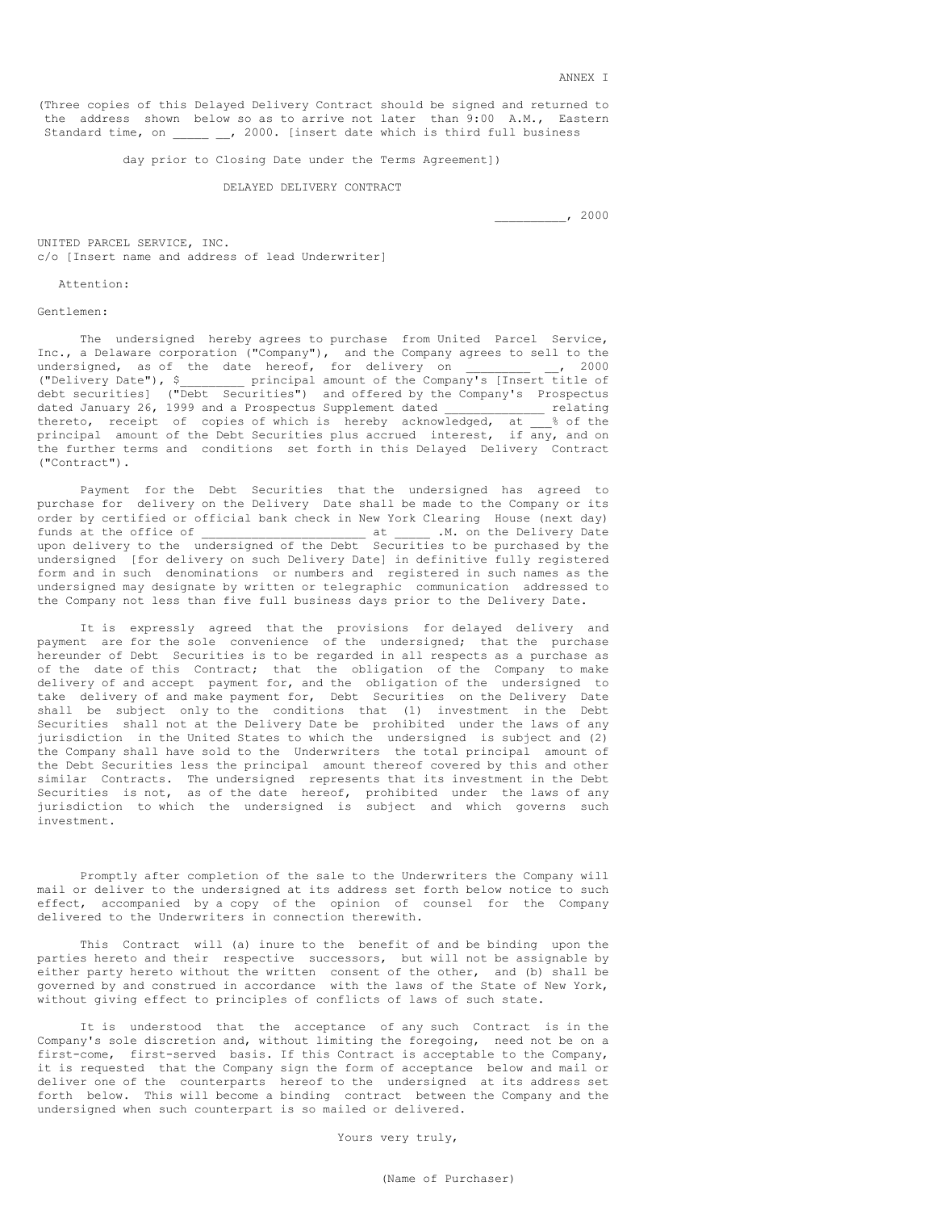ANNEX I

(Three copies of this Delayed Delivery Contract should be signed and returned to the address shown below so as to arrive not later than 9:00 A.M., Eastern Standard time, on _____ __, 2000. [insert date which is third full business day prior to Closing Date under the Terms Agreement])

DELAYED DELIVERY CONTRACT

__________, 2000

UNITED PARCEL SERVICE, INC.
c/o [Insert name and address of lead Underwriter]

Attention:

Gentlemen:

The undersigned hereby agrees to purchase from United Parcel Service, Inc., a Delaware corporation ("Company"), and the Company agrees to sell to the undersigned, as of the date hereof, for delivery on _________ __, 2000 ("Delivery Date"), $_________ principal amount of the Company's [Insert title of debt securities] ("Debt Securities") and offered by the Company's Prospectus dated January 26, 1999 and a Prospectus Supplement dated ______________ relating thereto, receipt of copies of which is hereby acknowledged, at ___% of the principal amount of the Debt Securities plus accrued interest, if any, and on the further terms and conditions set forth in this Delayed Delivery Contract ("Contract").

Payment for the Debt Securities that the undersigned has agreed to purchase for delivery on the Delivery Date shall be made to the Company or its order by certified or official bank check in New York Clearing House (next day) funds at the office of ______________________ at _____ .M. on the Delivery Date upon delivery to the undersigned of the Debt Securities to be purchased by the undersigned [for delivery on such Delivery Date] in definitive fully registered form and in such denominations or numbers and registered in such names as the undersigned may designate by written or telegraphic communication addressed to the Company not less than five full business days prior to the Delivery Date.

It is expressly agreed that the provisions for delayed delivery and payment are for the sole convenience of the undersigned; that the purchase hereunder of Debt Securities is to be regarded in all respects as a purchase as of the date of this Contract; that the obligation of the Company to make delivery of and accept payment for, and the obligation of the undersigned to take delivery of and make payment for, Debt Securities on the Delivery Date shall be subject only to the conditions that (1) investment in the Debt Securities shall not at the Delivery Date be prohibited under the laws of any jurisdiction in the United States to which the undersigned is subject and (2) the Company shall have sold to the Underwriters the total principal amount of the Debt Securities less the principal amount thereof covered by this and other similar Contracts. The undersigned represents that its investment in the Debt Securities is not, as of the date hereof, prohibited under the laws of any jurisdiction to which the undersigned is subject and which governs such investment.

Promptly after completion of the sale to the Underwriters the Company will mail or deliver to the undersigned at its address set forth below notice to such effect, accompanied by a copy of the opinion of counsel for the Company delivered to the Underwriters in connection therewith.

This Contract will (a) inure to the benefit of and be binding upon the parties hereto and their respective successors, but will not be assignable by either party hereto without the written consent of the other, and (b) shall be governed by and construed in accordance with the laws of the State of New York, without giving effect to principles of conflicts of laws of such state.

It is understood that the acceptance of any such Contract is in the Company's sole discretion and, without limiting the foregoing, need not be on a first-come, first-served basis. If this Contract is acceptable to the Company, it is requested that the Company sign the form of acceptance below and mail or deliver one of the counterparts hereof to the undersigned at its address set forth below. This will become a binding contract between the Company and the undersigned when such counterpart is so mailed or delivered.

Yours very truly,

(Name of Purchaser)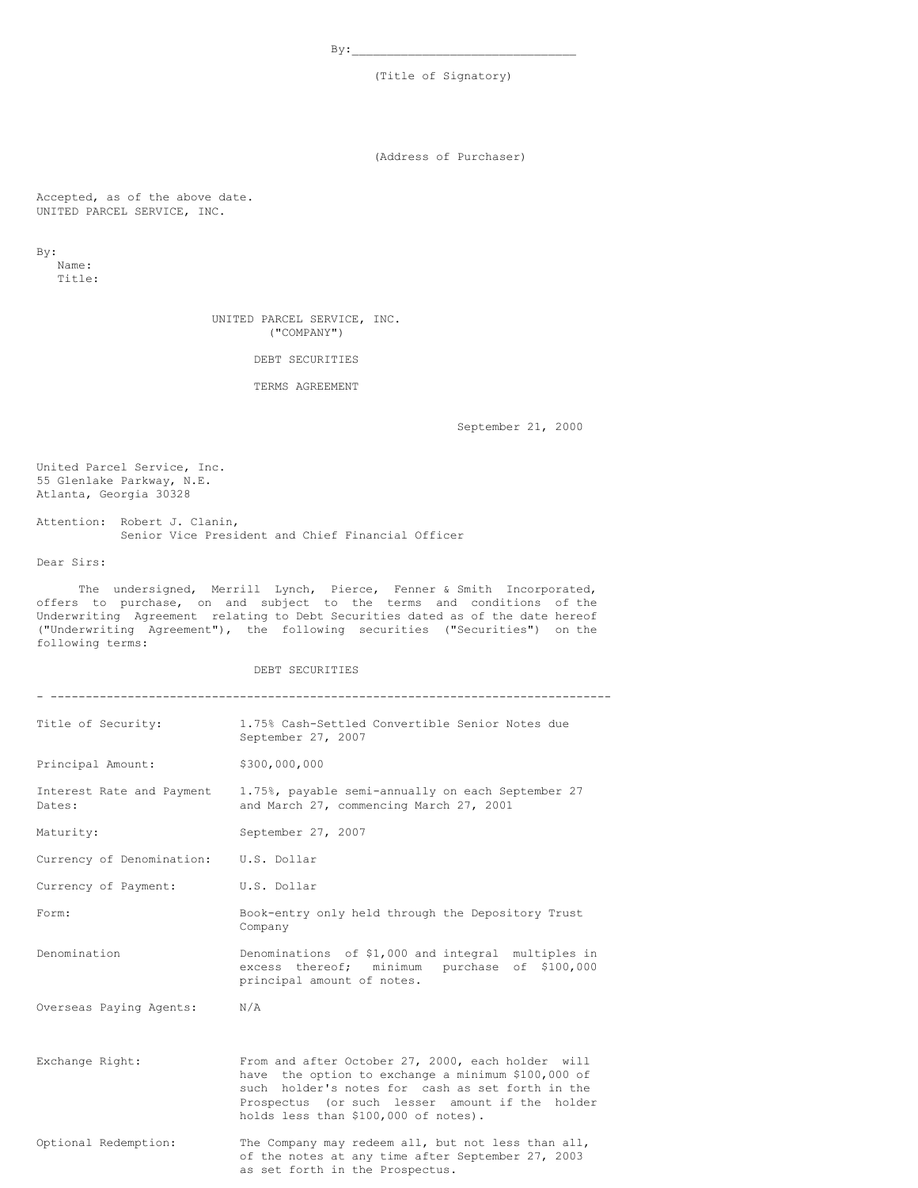By:_______________________________

(Title of Signatory)

(Address of Purchaser)

Accepted, as of the above date.
UNITED PARCEL SERVICE, INC.

By:
Name:
Title:

UNITED PARCEL SERVICE, INC.
("COMPANY")

DEBT SECURITIES

TERMS AGREEMENT

September 21, 2000

United Parcel Service, Inc.
55 Glenlake Parkway, N.E.
Atlanta, Georgia 30328

Attention: Robert J. Clanin,
Senior Vice President and Chief Financial Officer

Dear Sirs:

The undersigned, Merrill Lynch, Pierce, Fenner & Smith Incorporated, offers to purchase, on and subject to the terms and conditions of the Underwriting Agreement relating to Debt Securities dated as of the date hereof ("Underwriting Agreement"), the following securities ("Securities") on the following terms:

DEBT SECURITIES

| | |
|---|---|
| Title of Security: | 1.75% Cash-Settled Convertible Senior Notes due September 27, 2007 |
| Principal Amount: | $300,000,000 |
| Interest Rate and Payment Dates: | 1.75%, payable semi-annually on each September 27 and March 27, commencing March 27, 2001 |
| Maturity: | September 27, 2007 |
| Currency of Denomination: | U.S. Dollar |
| Currency of Payment: | U.S. Dollar |
| Form: | Book-entry only held through the Depository Trust Company |
| Denomination | Denominations of $1,000 and integral multiples in excess thereof; minimum purchase of $100,000 principal amount of notes. |
| Overseas Paying Agents: | N/A |
| Exchange Right: | From and after October 27, 2000, each holder will have the option to exchange a minimum $100,000 of such holder's notes for cash as set forth in the Prospectus (or such lesser amount if the holder holds less than $100,000 of notes). |
| Optional Redemption: | The Company may redeem all, but not less than all, of the notes at any time after September 27, 2003 as set forth in the Prospectus. |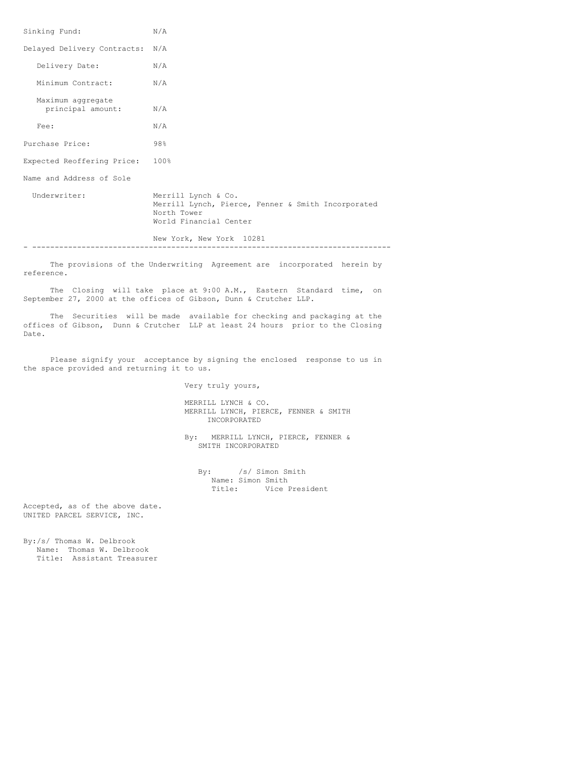| | |
|---|---|
| Sinking Fund: | N/A |
| Delayed Delivery Contracts: | N/A |
| Delivery Date: | N/A |
| Minimum Contract: | N/A |
| Maximum aggregate principal amount: | N/A |
| Fee: | N/A |
| Purchase Price: | 98% |
| Expected Reoffering Price: | 100% |
| Name and Address of Sole Underwriter: | Merrill Lynch & Co.<br>Merrill Lynch, Pierce, Fenner & Smith Incorporated<br>North Tower<br>World Financial Center<br><br>New York, New York 10281 |

---

The provisions of the Underwriting Agreement are incorporated herein by reference.

The Closing will take place at 9:00 A.M., Eastern Standard time, on September 27, 2000 at the offices of Gibson, Dunn & Crutcher LLP.

The Securities will be made available for checking and packaging at the offices of Gibson, Dunn & Crutcher LLP at least 24 hours prior to the Closing Date.

Please signify your acceptance by signing the enclosed response to us in the space provided and returning it to us.

Very truly yours,

MERRILL LYNCH & CO.
MERRILL LYNCH, PIERCE, FENNER & SMITH INCORPORATED

By: MERRILL LYNCH, PIERCE, FENNER & SMITH INCORPORATED

By: /s/ Simon Smith
Name: Simon Smith
Title: Vice President

Accepted, as of the above date.
UNITED PARCEL SERVICE, INC.

By:/s/ Thomas W. Delbrook
Name: Thomas W. Delbrook
Title: Assistant Treasurer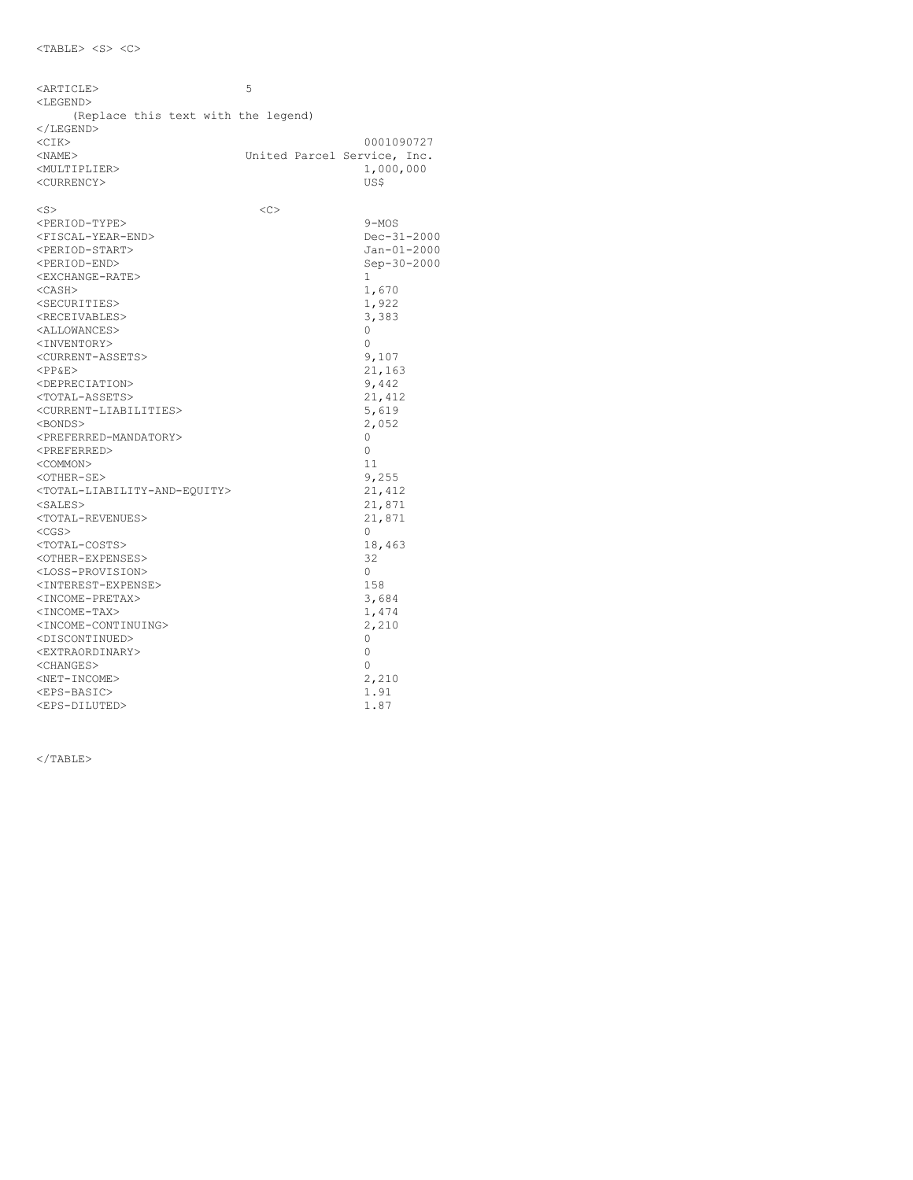```
<TABLE> <S> <C>


<ARTICLE>                     5
<LEGEND>
     (Replace this text with the legend)
</LEGEND>
<CIK>                                        0001090727
<NAME>                        United Parcel Service, Inc.
<MULTIPLIER>                                  1,000,000
<CURRENCY>                                    US$

<S>                             <C>
<PERIOD-TYPE>                                 9-MOS
<FISCAL-YEAR-END>                             Dec-31-2000
<PERIOD-START>                                Jan-01-2000
<PERIOD-END>                                  Sep-30-2000
<EXCHANGE-RATE>                               1
<CASH>                                        1,670
<SECURITIES>                                  1,922
<RECEIVABLES>                                 3,383
<ALLOWANCES>                                  0
<INVENTORY>                                   0
<CURRENT-ASSETS>                              9,107
<PP&E>                                        21,163
<DEPRECIATION>                                9,442
<TOTAL-ASSETS>                                21,412
<CURRENT-LIABILITIES>                         5,619
<BONDS>                                       2,052
<PREFERRED-MANDATORY>                         0
<PREFERRED>                                   0
<COMMON>                                      11
<OTHER-SE>                                    9,255
<TOTAL-LIABILITY-AND-EQUITY>                  21,412
<SALES>                                       21,871
<TOTAL-REVENUES>                              21,871
<CGS>                                         0
<TOTAL-COSTS>                                 18,463
<OTHER-EXPENSES>                              32
<LOSS-PROVISION>                              0
<INTEREST-EXPENSE>                            158
<INCOME-PRETAX>                               3,684
<INCOME-TAX>                                  1,474
<INCOME-CONTINUING>                           2,210
<DISCONTINUED>                                0
<EXTRAORDINARY>                               0
<CHANGES>                                     0
<NET-INCOME>                                  2,210
<EPS-BASIC>                                   1.91
<EPS-DILUTED>                                 1.87


</TABLE>
```